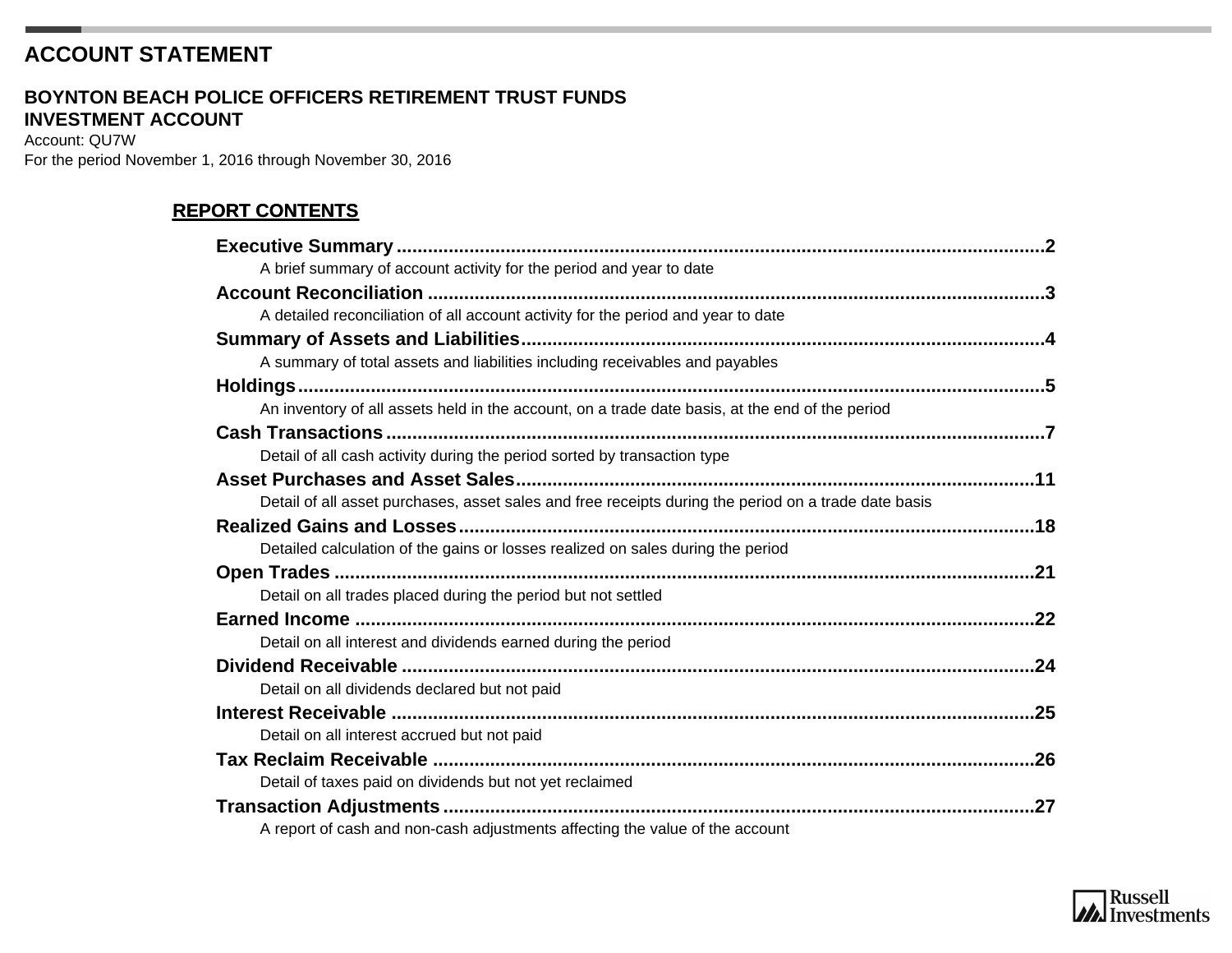# ACCOUNT STATEMENT

## BOYNTON BEACH POLICE OFFICERS RETIREMENT TRUST FUNDS
## INVESTMENT ACCOUNT

Account: QU7W
For the period November 1, 2016 through November 30, 2016

### REPORT CONTENTS

**Executive Summary** .......... 2
A brief summary of account activity for the period and year to date

**Account Reconciliation** .......... 3
A detailed reconciliation of all account activity for the period and year to date

**Summary of Assets and Liabilities** .......... 4
A summary of total assets and liabilities including receivables and payables

**Holdings** .......... 5
An inventory of all assets held in the account, on a trade date basis, at the end of the period

**Cash Transactions** .......... 7
Detail of all cash activity during the period sorted by transaction type

**Asset Purchases and Asset Sales** .......... 11
Detail of all asset purchases, asset sales and free receipts during the period on a trade date basis

**Realized Gains and Losses** .......... 18
Detailed calculation of the gains or losses realized on sales during the period

**Open Trades** .......... 21
Detail on all trades placed during the period but not settled

**Earned Income** .......... 22
Detail on all interest and dividends earned during the period

**Dividend Receivable** .......... 24
Detail on all dividends declared but not paid

**Interest Receivable** .......... 25
Detail on all interest accrued but not paid

**Tax Reclaim Receivable** .......... 26
Detail of taxes paid on dividends but not yet reclaimed

**Transaction Adjustments** .......... 27
A report of cash and non-cash adjustments affecting the value of the account

Russell Investments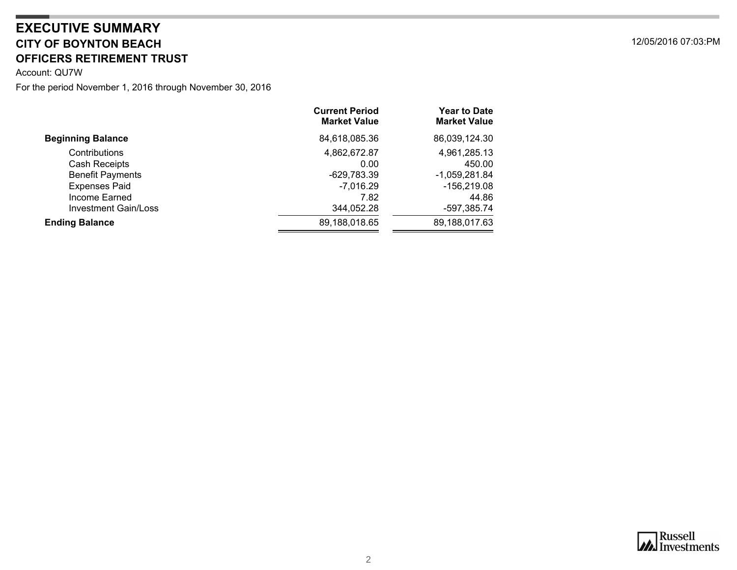# EXECUTIVE SUMMARY

## CITY OF BOYNTON BEACH

## OFFICERS RETIREMENT TRUST

12/05/2016 07:03:PM

Account: QU7W

For the period November 1, 2016 through November 30, 2016

| | Current Period Market Value | Year to Date Market Value |
|---|---|---|
| **Beginning Balance** | 84,618,085.36 | 86,039,124.30 |
| Contributions | 4,862,672.87 | 4,961,285.13 |
| Cash Receipts | 0.00 | 450.00 |
| Benefit Payments | -629,783.39 | -1,059,281.84 |
| Expenses Paid | -7,016.29 | -156,219.08 |
| Income Earned | 7.82 | 44.86 |
| Investment Gain/Loss | 344,052.28 | -597,385.74 |
| **Ending Balance** | 89,188,018.65 | 89,188,017.63 |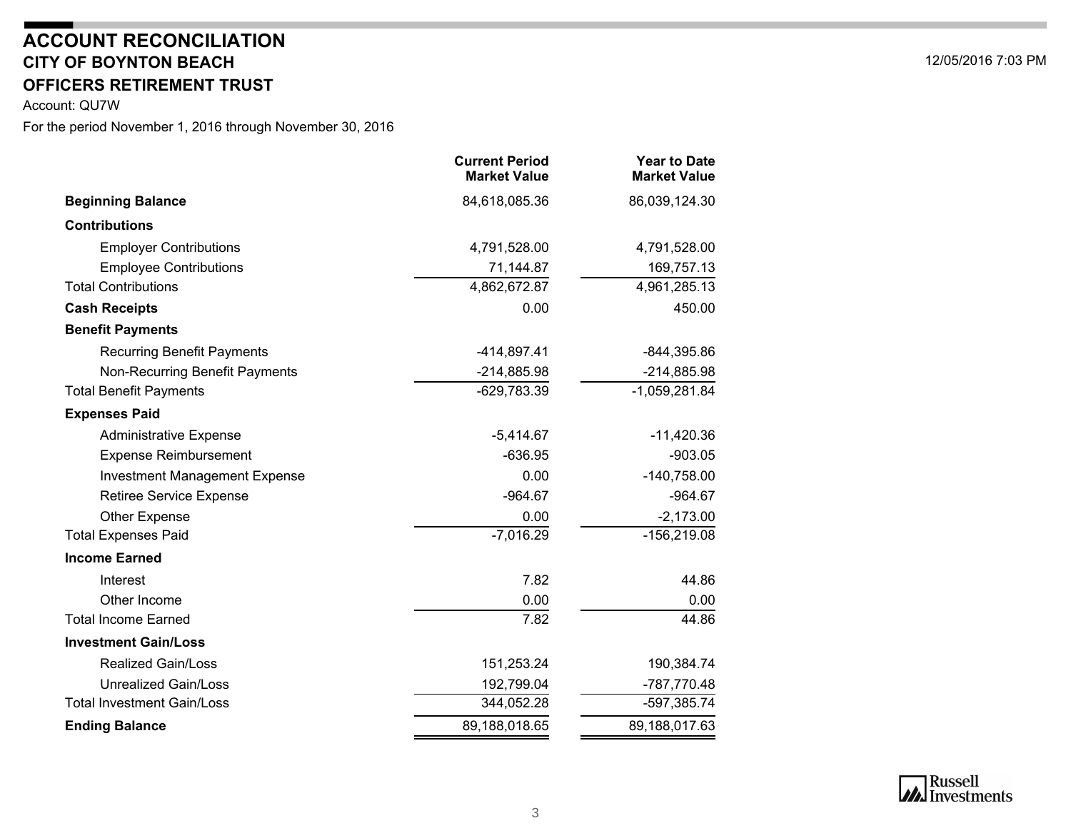# ACCOUNT RECONCILIATION

## CITY OF BOYNTON BEACH

## OFFICERS RETIREMENT TRUST

12/05/2016 7:03 PM

Account: QU7W

For the period November 1, 2016 through November 30, 2016

| | Current Period Market Value | Year to Date Market Value |
|---|---|---|
| **Beginning Balance** | 84,618,085.36 | 86,039,124.30 |
| **Contributions** | | |
| Employer Contributions | 4,791,528.00 | 4,791,528.00 |
| Employee Contributions | 71,144.87 | 169,757.13 |
| Total Contributions | 4,862,672.87 | 4,961,285.13 |
| **Cash Receipts** | 0.00 | 450.00 |
| **Benefit Payments** | | |
| Recurring Benefit Payments | -414,897.41 | -844,395.86 |
| Non-Recurring Benefit Payments | -214,885.98 | -214,885.98 |
| Total Benefit Payments | -629,783.39 | -1,059,281.84 |
| **Expenses Paid** | | |
| Administrative Expense | -5,414.67 | -11,420.36 |
| Expense Reimbursement | -636.95 | -903.05 |
| Investment Management Expense | 0.00 | -140,758.00 |
| Retiree Service Expense | -964.67 | -964.67 |
| Other Expense | 0.00 | -2,173.00 |
| Total Expenses Paid | -7,016.29 | -156,219.08 |
| **Income Earned** | | |
| Interest | 7.82 | 44.86 |
| Other Income | 0.00 | 0.00 |
| Total Income Earned | 7.82 | 44.86 |
| **Investment Gain/Loss** | | |
| Realized Gain/Loss | 151,253.24 | 190,384.74 |
| Unrealized Gain/Loss | 192,799.04 | -787,770.48 |
| Total Investment Gain/Loss | 344,052.28 | -597,385.74 |
| **Ending Balance** | 89,188,018.65 | 89,188,017.63 |

Russell Investments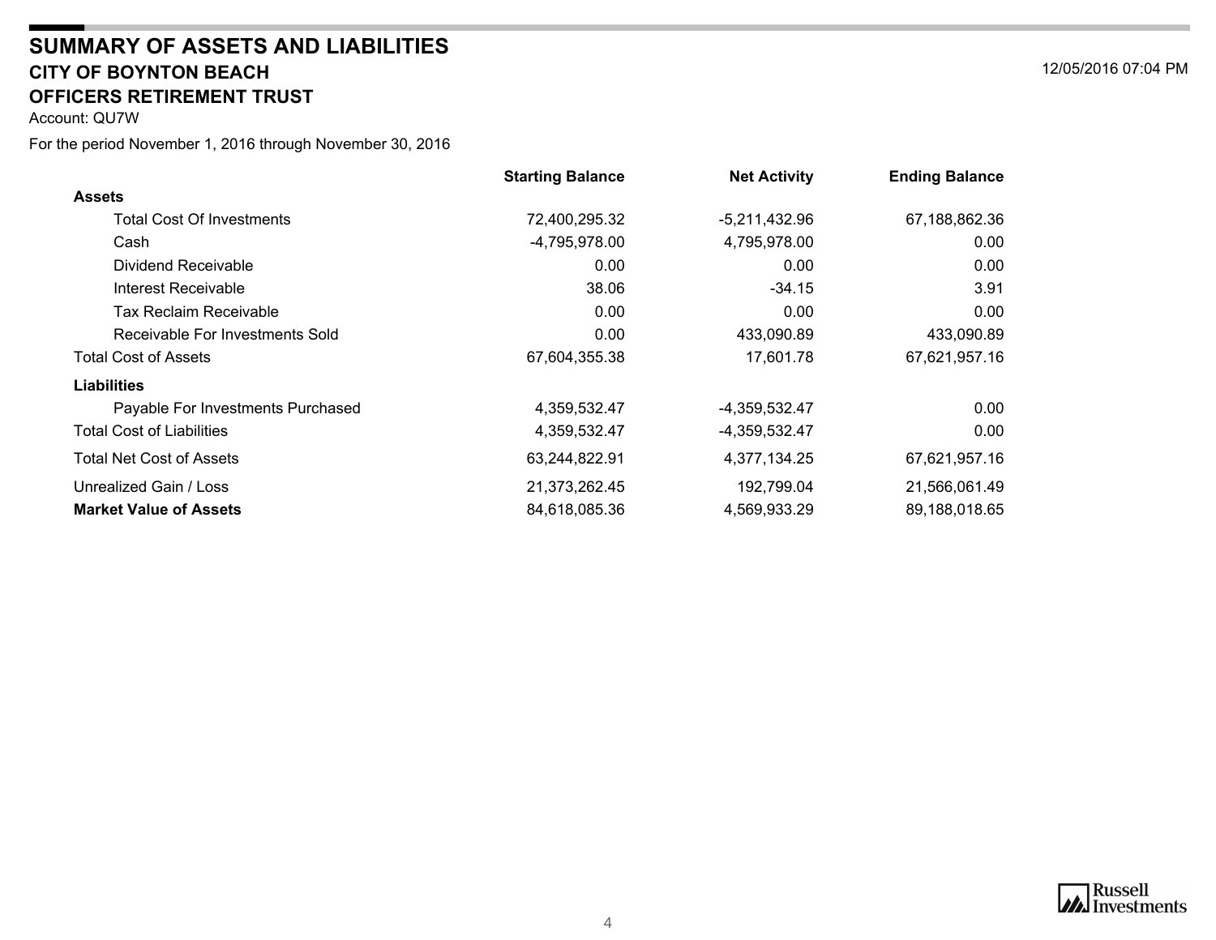# SUMMARY OF ASSETS AND LIABILITIES

## CITY OF BOYNTON BEACH

## OFFICERS RETIREMENT TRUST

12/05/2016 07:04 PM

Account: QU7W

For the period November 1, 2016 through November 30, 2016

| | Starting Balance | Net Activity | Ending Balance |
|---|---|---|---|
| **Assets** | | | |
| Total Cost Of Investments | 72,400,295.32 | -5,211,432.96 | 67,188,862.36 |
| Cash | -4,795,978.00 | 4,795,978.00 | 0.00 |
| Dividend Receivable | 0.00 | 0.00 | 0.00 |
| Interest Receivable | 38.06 | -34.15 | 3.91 |
| Tax Reclaim Receivable | 0.00 | 0.00 | 0.00 |
| Receivable For Investments Sold | 0.00 | 433,090.89 | 433,090.89 |
| Total Cost of Assets | 67,604,355.38 | 17,601.78 | 67,621,957.16 |
| **Liabilities** | | | |
| Payable For Investments Purchased | 4,359,532.47 | -4,359,532.47 | 0.00 |
| Total Cost of Liabilities | 4,359,532.47 | -4,359,532.47 | 0.00 |
| Total Net Cost of Assets | 63,244,822.91 | 4,377,134.25 | 67,621,957.16 |
| Unrealized Gain / Loss | 21,373,262.45 | 192,799.04 | 21,566,061.49 |
| **Market Value of Assets** | 84,618,085.36 | 4,569,933.29 | 89,188,018.65 |

Russell Investments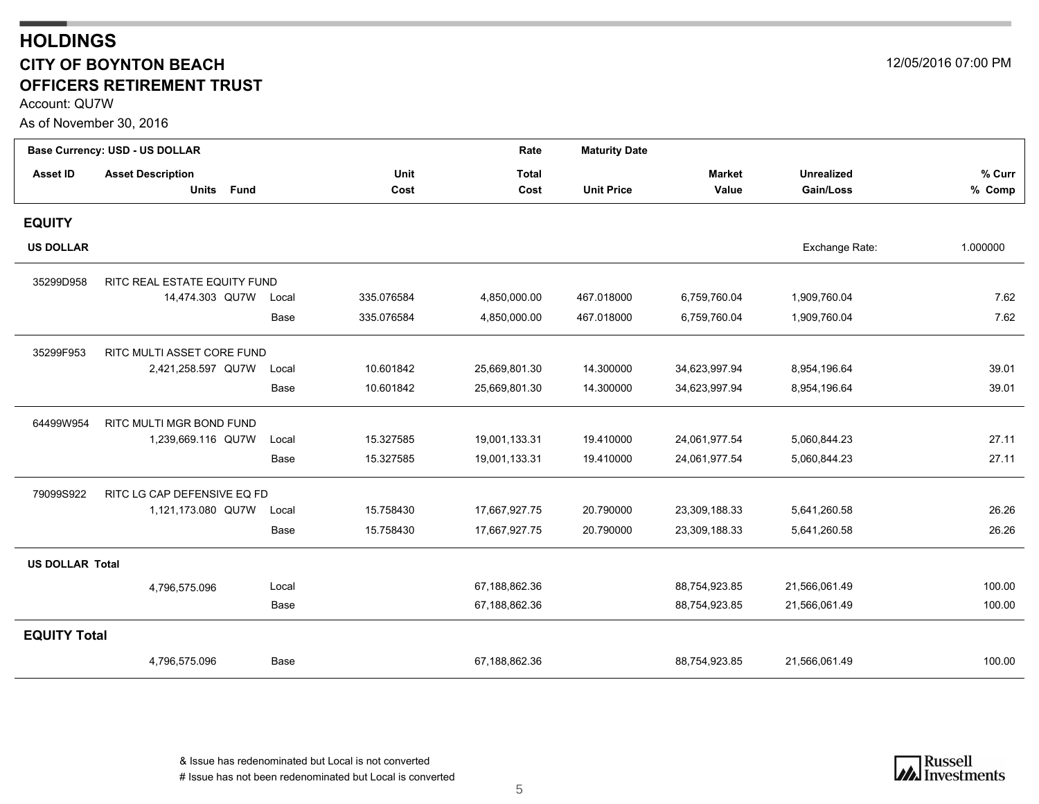# HOLDINGS

## CITY OF BOYNTON BEACH

## OFFICERS RETIREMENT TRUST

12/05/2016 07:00 PM

Account: QU7W

As of November 30, 2016

| Base Currency: USD - US DOLLAR | | | | Rate | Maturity Date | | | |
|---|---|---|---|---|---|---|---|---|
| **Asset ID** | **Asset Description**<br>**Units Fund** | | **Unit Cost** | **Total Cost** | **Unit Price** | **Market Value** | **Unrealized Gain/Loss** | **% Curr**<br>**% Comp** |
| **EQUITY** | | | | | | | | |
| **US DOLLAR** | | | | | | | Exchange Rate: | 1.000000 |
| 35299D958 | RITC REAL ESTATE EQUITY FUND | | | | | | | |
| | 14,474.303 QU7W | Local | 335.076584 | 4,850,000.00 | 467.018000 | 6,759,760.04 | 1,909,760.04 | 7.62 |
| | | Base | 335.076584 | 4,850,000.00 | 467.018000 | 6,759,760.04 | 1,909,760.04 | 7.62 |
| 35299F953 | RITC MULTI ASSET CORE FUND | | | | | | | |
| | 2,421,258.597 QU7W | Local | 10.601842 | 25,669,801.30 | 14.300000 | 34,623,997.94 | 8,954,196.64 | 39.01 |
| | | Base | 10.601842 | 25,669,801.30 | 14.300000 | 34,623,997.94 | 8,954,196.64 | 39.01 |
| 64499W954 | RITC MULTI MGR BOND FUND | | | | | | | |
| | 1,239,669.116 QU7W | Local | 15.327585 | 19,001,133.31 | 19.410000 | 24,061,977.54 | 5,060,844.23 | 27.11 |
| | | Base | 15.327585 | 19,001,133.31 | 19.410000 | 24,061,977.54 | 5,060,844.23 | 27.11 |
| 79099S922 | RITC LG CAP DEFENSIVE EQ FD | | | | | | | |
| | 1,121,173.080 QU7W | Local | 15.758430 | 17,667,927.75 | 20.790000 | 23,309,188.33 | 5,641,260.58 | 26.26 |
| | | Base | 15.758430 | 17,667,927.75 | 20.790000 | 23,309,188.33 | 5,641,260.58 | 26.26 |
| **US DOLLAR Total** | | | | | | | | |
| | 4,796,575.096 | Local | | 67,188,862.36 | | 88,754,923.85 | 21,566,061.49 | 100.00 |
| | | Base | | 67,188,862.36 | | 88,754,923.85 | 21,566,061.49 | 100.00 |
| **EQUITY Total** | | | | | | | | |
| | 4,796,575.096 | Base | | 67,188,862.36 | | 88,754,923.85 | 21,566,061.49 | 100.00 |

& Issue has redenominated but Local is not converted

# Issue has not been redenominated but Local is converted

Russell Investments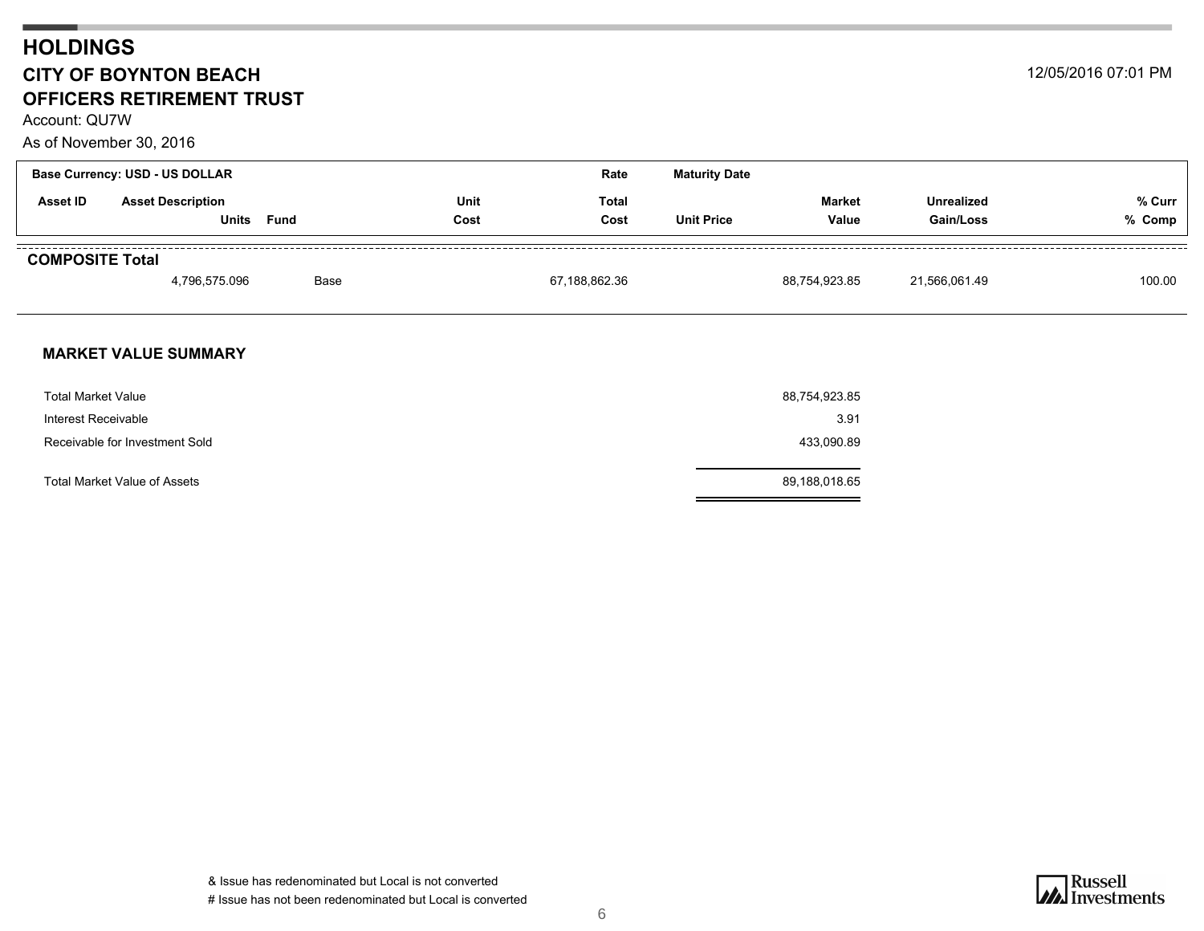# HOLDINGS

## CITY OF BOYNTON BEACH

## OFFICERS RETIREMENT TRUST

12/05/2016 07:01 PM

Account: QU7W

As of November 30, 2016

| Base Currency: USD - US DOLLAR | | | | Rate | Maturity Date | | | |
|---|---|---|---|---|---|---|---|---|
| Asset ID | Asset Description | | Unit | Total | | Market | Unrealized | % Curr |
| | Units | Fund | Cost | Cost | Unit Price | Value | Gain/Loss | % Comp |
| **COMPOSITE Total** | | | | | | | | |
| | 4,796,575.096 | Base | | 67,188,862.36 | | 88,754,923.85 | 21,566,061.49 | 100.00 |

### MARKET VALUE SUMMARY

| | |
|---|---|
| Total Market Value | 88,754,923.85 |
| Interest Receivable | 3.91 |
| Receivable for Investment Sold | 433,090.89 |
| Total Market Value of Assets | 89,188,018.65 |

& Issue has redenominated but Local is not converted

# Issue has not been redenominated but Local is converted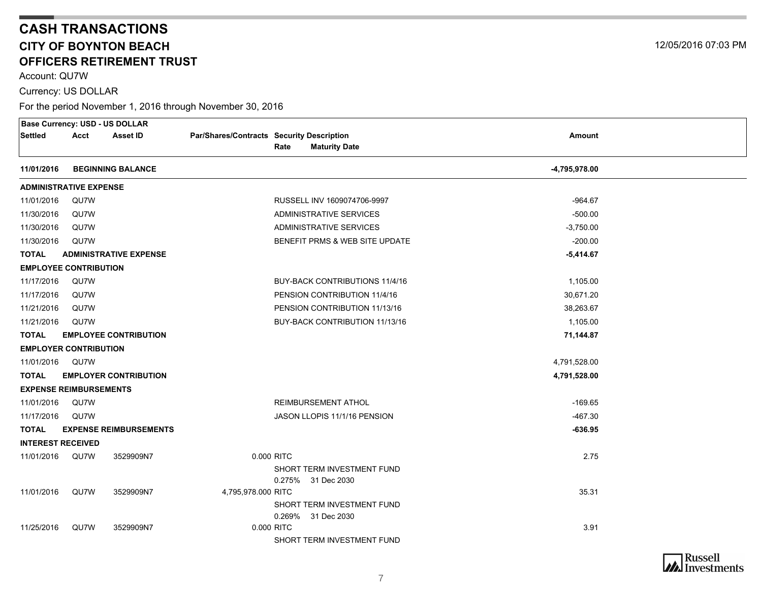# CASH TRANSACTIONS

## CITY OF BOYNTON BEACH

## OFFICERS RETIREMENT TRUST

12/05/2016 07:03 PM

Account: QU7W

Currency: US DOLLAR

For the period November 1, 2016 through November 30, 2016

| Settled | Acct | Asset ID | Par/Shares/Contracts | Security Description / Rate / Maturity Date | Amount |
|---|---|---|---|---|---|
| **Base Currency: USD - US DOLLAR** | | | | | |
| **11/01/2016** | **BEGINNING BALANCE** | | | | **-4,795,978.00** |
| **ADMINISTRATIVE EXPENSE** | | | | | |
| 11/01/2016 | QU7W | | | RUSSELL INV 1609074706-9997 | -964.67 |
| 11/30/2016 | QU7W | | | ADMINISTRATIVE SERVICES | -500.00 |
| 11/30/2016 | QU7W | | | ADMINISTRATIVE SERVICES | -3,750.00 |
| 11/30/2016 | QU7W | | | BENEFIT PRMS & WEB SITE UPDATE | -200.00 |
| **TOTAL** | **ADMINISTRATIVE EXPENSE** | | | | **-5,414.67** |
| **EMPLOYEE CONTRIBUTION** | | | | | |
| 11/17/2016 | QU7W | | | BUY-BACK CONTRIBUTIONS 11/4/16 | 1,105.00 |
| 11/17/2016 | QU7W | | | PENSION CONTRIBUTION 11/4/16 | 30,671.20 |
| 11/21/2016 | QU7W | | | PENSION CONTRIBUTION 11/13/16 | 38,263.67 |
| 11/21/2016 | QU7W | | | BUY-BACK CONTRIBUTION 11/13/16 | 1,105.00 |
| **TOTAL** | **EMPLOYEE CONTRIBUTION** | | | | **71,144.87** |
| **EMPLOYER CONTRIBUTION** | | | | | |
| 11/01/2016 | QU7W | | | | 4,791,528.00 |
| **TOTAL** | **EMPLOYER CONTRIBUTION** | | | | **4,791,528.00** |
| **EXPENSE REIMBURSEMENTS** | | | | | |
| 11/01/2016 | QU7W | | | REIMBURSEMENT ATHOL | -169.65 |
| 11/17/2016 | QU7W | | | JASON LLOPIS 11/1/16 PENSION | -467.30 |
| **TOTAL** | **EXPENSE REIMBURSEMENTS** | | | | **-636.95** |
| **INTEREST RECEIVED** | | | | | |
| 11/01/2016 | QU7W | 3529909N7 | 0.000 | RITC SHORT TERM INVESTMENT FUND 0.275% 31 Dec 2030 | 2.75 |
| 11/01/2016 | QU7W | 3529909N7 | 4,795,978.000 | RITC SHORT TERM INVESTMENT FUND 0.269% 31 Dec 2030 | 35.31 |
| 11/25/2016 | QU7W | 3529909N7 | 0.000 | RITC SHORT TERM INVESTMENT FUND | 3.91 |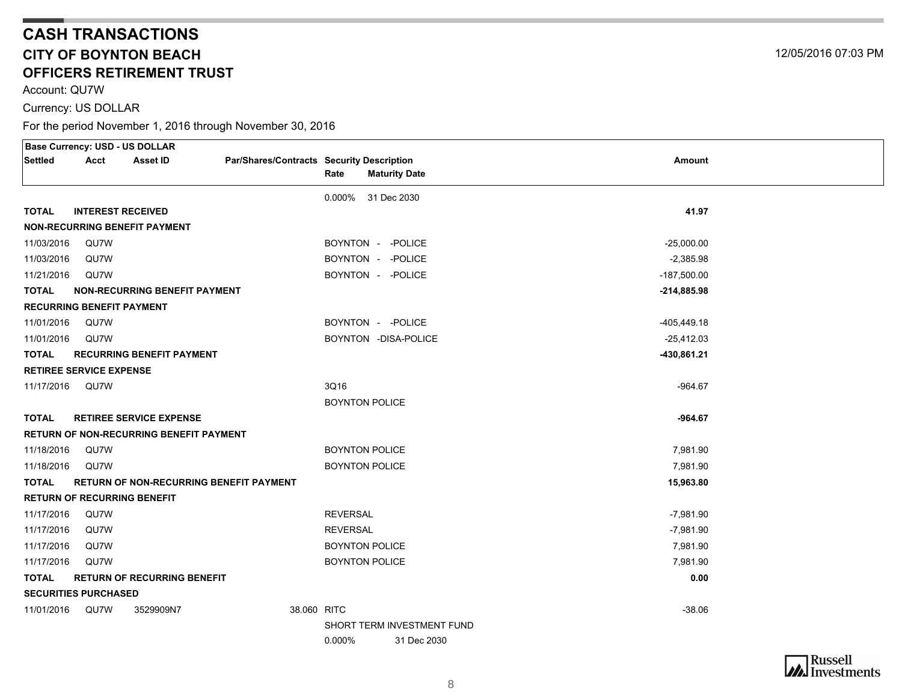# CASH TRANSACTIONS

## CITY OF BOYNTON BEACH

## OFFICERS RETIREMENT TRUST

12/05/2016 07:03 PM

Account: QU7W

Currency: US DOLLAR

For the period November 1, 2016 through November 30, 2016

| Settled | Acct | Asset ID | Par/Shares/Contracts | Security Description | Amount |
|---|---|---|---|---|---|
| **Base Currency: USD - US DOLLAR** | | | | Rate / Maturity Date | |
| | | | | 0.000% 31 Dec 2030 | |
| **TOTAL** | **INTEREST RECEIVED** | | | | **41.97** |
| **NON-RECURRING BENEFIT PAYMENT** | | | | | |
| 11/03/2016 | QU7W | | | BOYNTON - -POLICE | -25,000.00 |
| 11/03/2016 | QU7W | | | BOYNTON - -POLICE | -2,385.98 |
| 11/21/2016 | QU7W | | | BOYNTON - -POLICE | -187,500.00 |
| **TOTAL** | **NON-RECURRING BENEFIT PAYMENT** | | | | **-214,885.98** |
| **RECURRING BENEFIT PAYMENT** | | | | | |
| 11/01/2016 | QU7W | | | BOYNTON - -POLICE | -405,449.18 |
| 11/01/2016 | QU7W | | | BOYNTON -DISA-POLICE | -25,412.03 |
| **TOTAL** | **RECURRING BENEFIT PAYMENT** | | | | **-430,861.21** |
| **RETIREE SERVICE EXPENSE** | | | | | |
| 11/17/2016 | QU7W | | | 3Q16 BOYNTON POLICE | -964.67 |
| **TOTAL** | **RETIREE SERVICE EXPENSE** | | | | **-964.67** |
| **RETURN OF NON-RECURRING BENEFIT PAYMENT** | | | | | |
| 11/18/2016 | QU7W | | | BOYNTON POLICE | 7,981.90 |
| 11/18/2016 | QU7W | | | BOYNTON POLICE | 7,981.90 |
| **TOTAL** | **RETURN OF NON-RECURRING BENEFIT PAYMENT** | | | | **15,963.80** |
| **RETURN OF RECURRING BENEFIT** | | | | | |
| 11/17/2016 | QU7W | | | REVERSAL | -7,981.90 |
| 11/17/2016 | QU7W | | | REVERSAL | -7,981.90 |
| 11/17/2016 | QU7W | | | BOYNTON POLICE | 7,981.90 |
| 11/17/2016 | QU7W | | | BOYNTON POLICE | 7,981.90 |
| **TOTAL** | **RETURN OF RECURRING BENEFIT** | | | | **0.00** |
| **SECURITIES PURCHASED** | | | | | |
| 11/01/2016 | QU7W | 3529909N7 | 38.060 | RITC SHORT TERM INVESTMENT FUND 0.000% 31 Dec 2030 | -38.06 |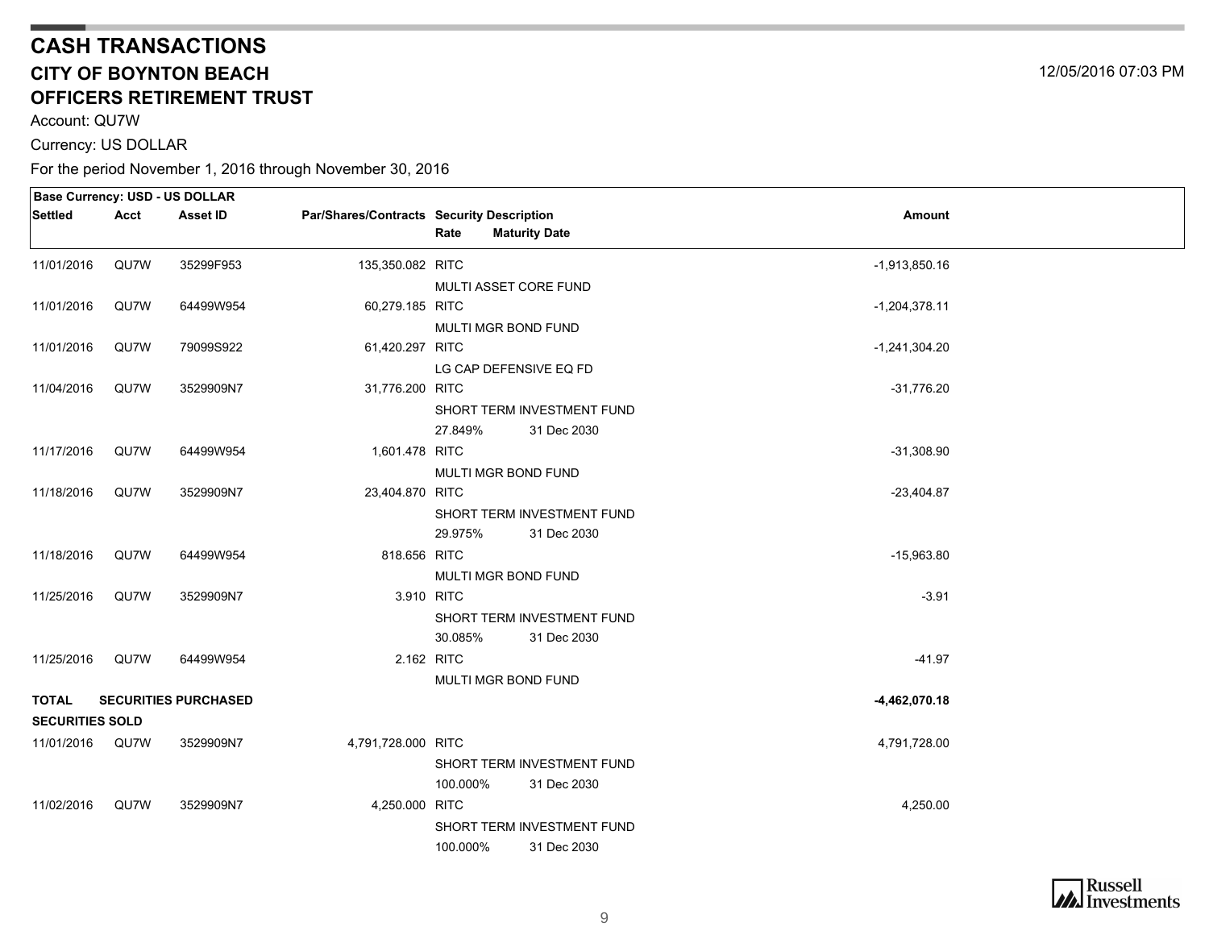# CASH TRANSACTIONS

## CITY OF BOYNTON BEACH

## OFFICERS RETIREMENT TRUST

12/05/2016 07:03 PM

Account: QU7W

Currency: US DOLLAR

For the period November 1, 2016 through November 30, 2016

| Base Currency: USD - US DOLLAR | | | | | |
|---|---|---|---|---|---|
| Settled | Acct | Asset ID | Par/Shares/Contracts | Security Description<br>Rate Maturity Date | Amount |
| 11/01/2016 | QU7W | 35299F953 | 135,350.082 | RITC<br>MULTI ASSET CORE FUND | -1,913,850.16 |
| 11/01/2016 | QU7W | 64499W954 | 60,279.185 | RITC<br>MULTI MGR BOND FUND | -1,204,378.11 |
| 11/01/2016 | QU7W | 79099S922 | 61,420.297 | RITC<br>LG CAP DEFENSIVE EQ FD | -1,241,304.20 |
| 11/04/2016 | QU7W | 3529909N7 | 31,776.200 | RITC<br>SHORT TERM INVESTMENT FUND<br>27.849% 31 Dec 2030 | -31,776.20 |
| 11/17/2016 | QU7W | 64499W954 | 1,601.478 | RITC<br>MULTI MGR BOND FUND | -31,308.90 |
| 11/18/2016 | QU7W | 3529909N7 | 23,404.870 | RITC<br>SHORT TERM INVESTMENT FUND<br>29.975% 31 Dec 2030 | -23,404.87 |
| 11/18/2016 | QU7W | 64499W954 | 818.656 | RITC<br>MULTI MGR BOND FUND | -15,963.80 |
| 11/25/2016 | QU7W | 3529909N7 | 3.910 | RITC<br>SHORT TERM INVESTMENT FUND<br>30.085% 31 Dec 2030 | -3.91 |
| 11/25/2016 | QU7W | 64499W954 | 2.162 | RITC<br>MULTI MGR BOND FUND | -41.97 |
| **TOTAL** | **SECURITIES PURCHASED** | | | | **-4,462,070.18** |
| **SECURITIES SOLD** | | | | | |
| 11/01/2016 | QU7W | 3529909N7 | 4,791,728.000 | RITC<br>SHORT TERM INVESTMENT FUND<br>100.000% 31 Dec 2030 | 4,791,728.00 |
| 11/02/2016 | QU7W | 3529909N7 | 4,250.000 | RITC<br>SHORT TERM INVESTMENT FUND<br>100.000% 31 Dec 2030 | 4,250.00 |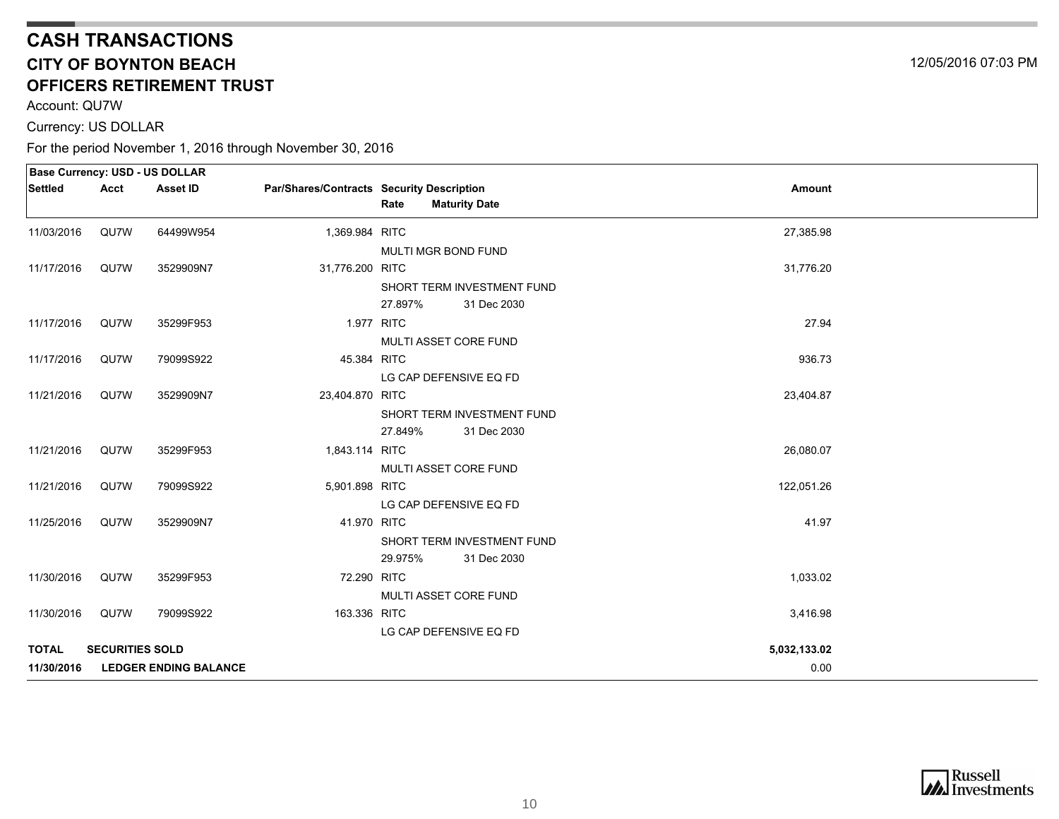# CASH TRANSACTIONS

## CITY OF BOYNTON BEACH

## OFFICERS RETIREMENT TRUST

12/05/2016 07:03 PM

Account: QU7W

Currency: US DOLLAR

For the period November 1, 2016 through November 30, 2016

| Base Currency: USD - US DOLLAR | | | | | |
|---|---|---|---|---|---|
| **Settled** | **Acct** | **Asset ID** | **Par/Shares/Contracts** | **Security Description**<br>**Rate** **Maturity Date** | **Amount** |
| 11/03/2016 | QU7W | 64499W954 | 1,369.984 | RITC<br>MULTI MGR BOND FUND | 27,385.98 |
| 11/17/2016 | QU7W | 3529909N7 | 31,776.200 | RITC<br>SHORT TERM INVESTMENT FUND<br>27.897% 31 Dec 2030 | 31,776.20 |
| 11/17/2016 | QU7W | 35299F953 | 1.977 | RITC<br>MULTI ASSET CORE FUND | 27.94 |
| 11/17/2016 | QU7W | 79099S922 | 45.384 | RITC<br>LG CAP DEFENSIVE EQ FD | 936.73 |
| 11/21/2016 | QU7W | 3529909N7 | 23,404.870 | RITC<br>SHORT TERM INVESTMENT FUND<br>27.849% 31 Dec 2030 | 23,404.87 |
| 11/21/2016 | QU7W | 35299F953 | 1,843.114 | RITC<br>MULTI ASSET CORE FUND | 26,080.07 |
| 11/21/2016 | QU7W | 79099S922 | 5,901.898 | RITC<br>LG CAP DEFENSIVE EQ FD | 122,051.26 |
| 11/25/2016 | QU7W | 3529909N7 | 41.970 | RITC<br>SHORT TERM INVESTMENT FUND<br>29.975% 31 Dec 2030 | 41.97 |
| 11/30/2016 | QU7W | 35299F953 | 72.290 | RITC<br>MULTI ASSET CORE FUND | 1,033.02 |
| 11/30/2016 | QU7W | 79099S922 | 163.336 | RITC<br>LG CAP DEFENSIVE EQ FD | 3,416.98 |
| **TOTAL** | **SECURITIES SOLD** | | | | **5,032,133.02** |
| **11/30/2016** | **LEDGER ENDING BALANCE** | | | | 0.00 |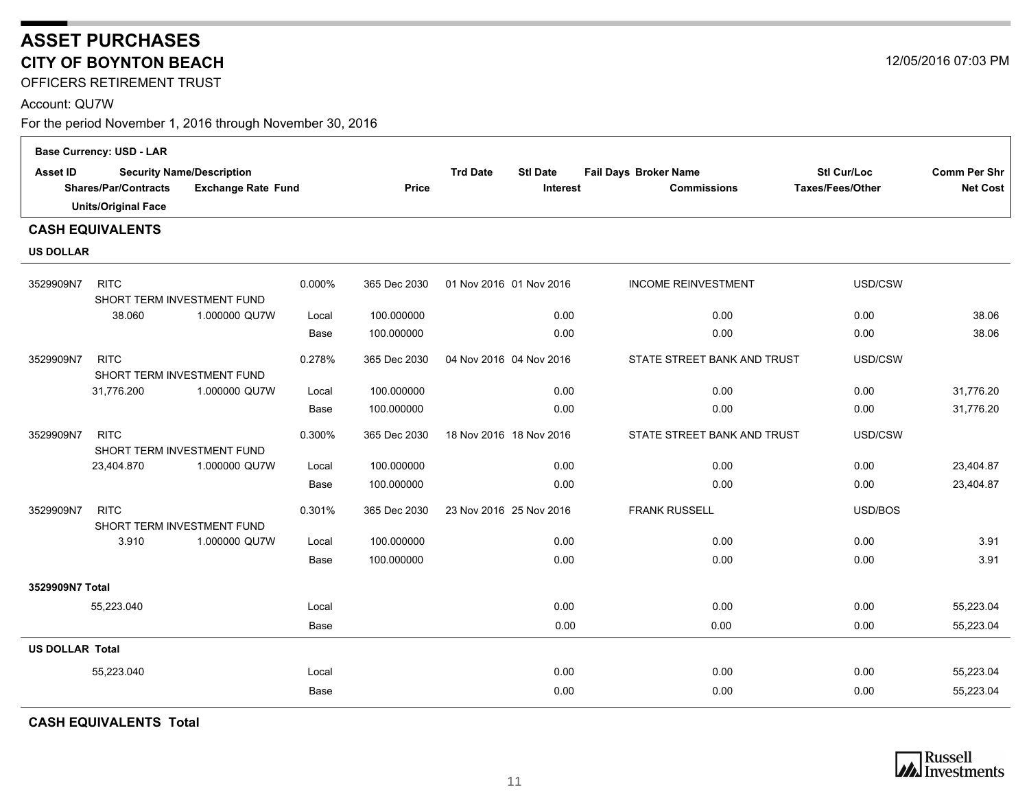# ASSET PURCHASES

## CITY OF BOYNTON BEACH

12/05/2016 07:03 PM

OFFICERS RETIREMENT TRUST

Account: QU7W

For the period November 1, 2016 through November 30, 2016

**Base Currency: USD - LAR**

| Asset ID | Security Name/Description | | | | Trd Date | Stl Date | Fail Days | Broker Name | Stl Cur/Loc | Comm Per Shr |
|---|---|---|---|---|---|---|---|---|---|---|
| Shares/Par/Contracts | Exchange Rate | Fund | | Price | | Interest | | Commissions | Taxes/Fees/Other | Net Cost |
| Units/Original Face | | | | | | | | | | |

### CASH EQUIVALENTS

**US DOLLAR**

| Asset ID / Shares | Security Name / Exchange Rate Fund | Rate | Maturity / Price | Trd Date | Stl Date / Interest | Broker Name / Commissions | Stl Cur/Loc / Taxes/Fees/Other | Net Cost |
|---|---|---|---|---|---|---|---|---|
| 3529909N7 | RITC SHORT TERM INVESTMENT FUND | 0.000% | 365 Dec 2030 | 01 Nov 2016 | 01 Nov 2016 | INCOME REINVESTMENT | USD/CSW | |
| 38.060 | 1.000000 QU7W | Local | 100.000000 | | 0.00 | 0.00 | 0.00 | 38.06 |
| | | Base | 100.000000 | | 0.00 | 0.00 | 0.00 | 38.06 |
| 3529909N7 | RITC SHORT TERM INVESTMENT FUND | 0.278% | 365 Dec 2030 | 04 Nov 2016 | 04 Nov 2016 | STATE STREET BANK AND TRUST | USD/CSW | |
| 31,776.200 | 1.000000 QU7W | Local | 100.000000 | | 0.00 | 0.00 | 0.00 | 31,776.20 |
| | | Base | 100.000000 | | 0.00 | 0.00 | 0.00 | 31,776.20 |
| 3529909N7 | RITC SHORT TERM INVESTMENT FUND | 0.300% | 365 Dec 2030 | 18 Nov 2016 | 18 Nov 2016 | STATE STREET BANK AND TRUST | USD/CSW | |
| 23,404.870 | 1.000000 QU7W | Local | 100.000000 | | 0.00 | 0.00 | 0.00 | 23,404.87 |
| | | Base | 100.000000 | | 0.00 | 0.00 | 0.00 | 23,404.87 |
| 3529909N7 | RITC SHORT TERM INVESTMENT FUND | 0.301% | 365 Dec 2030 | 23 Nov 2016 | 25 Nov 2016 | FRANK RUSSELL | USD/BOS | |
| 3.910 | 1.000000 QU7W | Local | 100.000000 | | 0.00 | 0.00 | 0.00 | 3.91 |
| | | Base | 100.000000 | | 0.00 | 0.00 | 0.00 | 3.91 |
| **3529909N7 Total** | | | | | | | | |
| 55,223.040 | | Local | | | 0.00 | 0.00 | 0.00 | 55,223.04 |
| | | Base | | | 0.00 | 0.00 | 0.00 | 55,223.04 |
| **US DOLLAR Total** | | | | | | | | |
| 55,223.040 | | Local | | | 0.00 | 0.00 | 0.00 | 55,223.04 |
| | | Base | | | 0.00 | 0.00 | 0.00 | 55,223.04 |

**CASH EQUIVALENTS Total**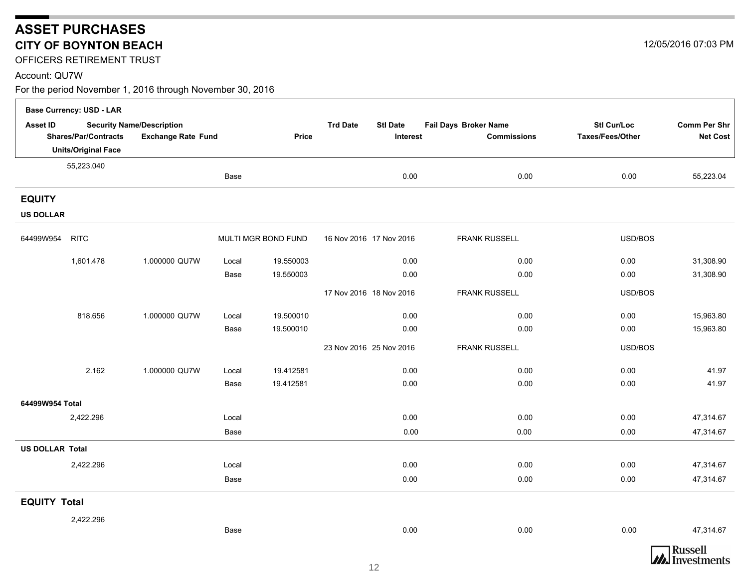# ASSET PURCHASES

## CITY OF BOYNTON BEACH

12/05/2016 07:03 PM

OFFICERS RETIREMENT TRUST

Account: QU7W

For the period November 1, 2016 through November 30, 2016

| Asset ID | Security Name/Description | | | | Trd Date | Stl Date | Fail Days | Broker Name | Stl Cur/Loc | Comm Per Shr |
|---|---|---|---|---|---|---|---|---|---|---|
| Shares/Par/Contracts | Exchange Rate | Fund | | Price | | Interest | | Commissions | Taxes/Fees/Other | Net Cost |
| Units/Original Face | | | | | | | | | | |
| **Base Currency: USD - LAR** | | | | | | | | | | |
| 55,223.040 | | | Base | | | 0.00 | | 0.00 | 0.00 | 55,223.04 |
| **EQUITY** | | | | | | | | | | |
| **US DOLLAR** | | | | | | | | | | |
| 64499W954 | RITC | | MULTI MGR BOND FUND | | 16 Nov 2016 | 17 Nov 2016 | | FRANK RUSSELL | USD/BOS | |
| 1,601.478 | 1.000000 | QU7W | Local | 19.550003 | | 0.00 | | 0.00 | 0.00 | 31,308.90 |
| | | | Base | 19.550003 | | 0.00 | | 0.00 | 0.00 | 31,308.90 |
| | | | | | 17 Nov 2016 | 18 Nov 2016 | | FRANK RUSSELL | USD/BOS | |
| 818.656 | 1.000000 | QU7W | Local | 19.500010 | | 0.00 | | 0.00 | 0.00 | 15,963.80 |
| | | | Base | 19.500010 | | 0.00 | | 0.00 | 0.00 | 15,963.80 |
| | | | | | 23 Nov 2016 | 25 Nov 2016 | | FRANK RUSSELL | USD/BOS | |
| 2.162 | 1.000000 | QU7W | Local | 19.412581 | | 0.00 | | 0.00 | 0.00 | 41.97 |
| | | | Base | 19.412581 | | 0.00 | | 0.00 | 0.00 | 41.97 |
| **64499W954 Total** | | | | | | | | | | |
| 2,422.296 | | | Local | | | 0.00 | | 0.00 | 0.00 | 47,314.67 |
| | | | Base | | | 0.00 | | 0.00 | 0.00 | 47,314.67 |
| **US DOLLAR Total** | | | | | | | | | | |
| 2,422.296 | | | Local | | | 0.00 | | 0.00 | 0.00 | 47,314.67 |
| | | | Base | | | 0.00 | | 0.00 | 0.00 | 47,314.67 |
| **EQUITY Total** | | | | | | | | | | |
| 2,422.296 | | | Base | | | 0.00 | | 0.00 | 0.00 | 47,314.67 |

Russell Investments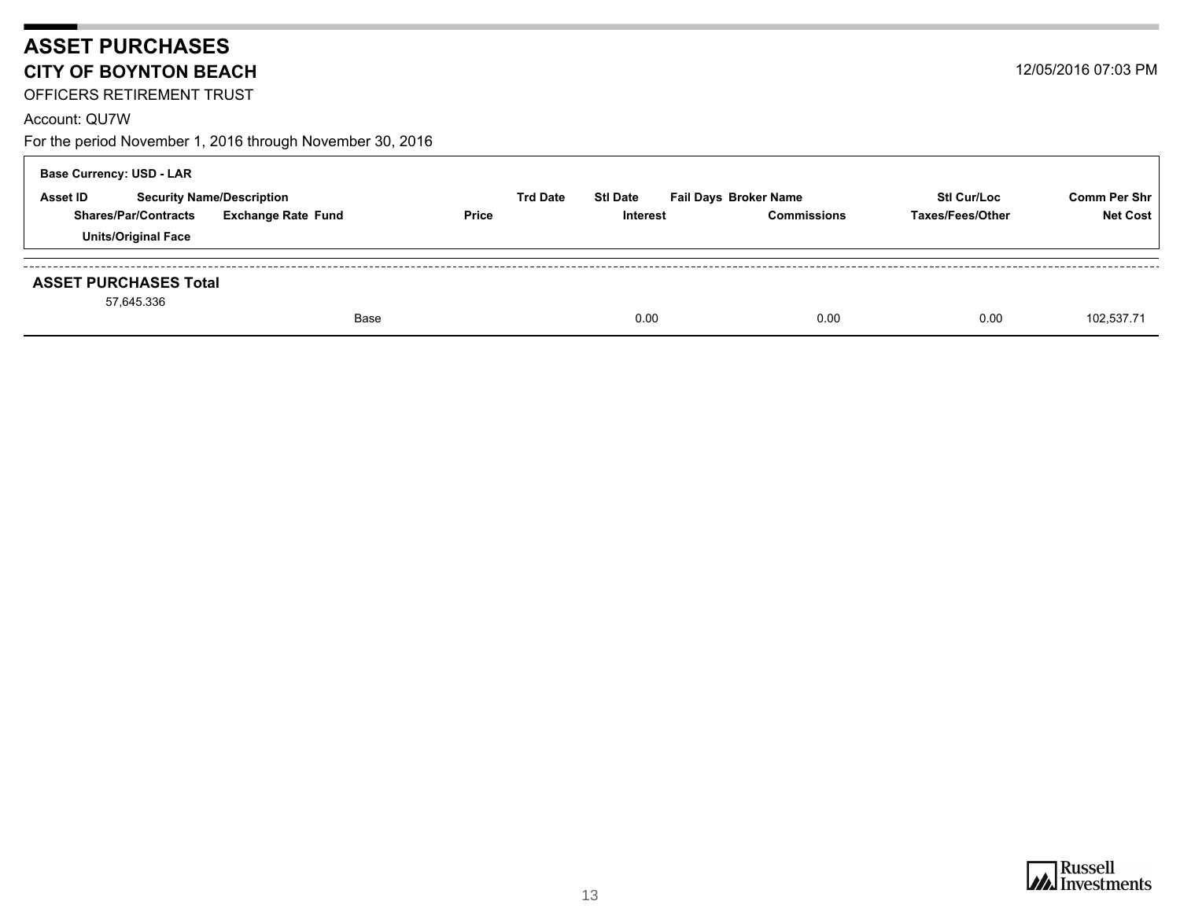# ASSET PURCHASES

## CITY OF BOYNTON BEACH

12/05/2016 07:03 PM

OFFICERS RETIREMENT TRUST

Account: QU7W

For the period November 1, 2016 through November 30, 2016

**Base Currency: USD - LAR**

| Asset ID / Shares/Par/Contracts / Units/Original Face | Security Name/Description / Exchange Rate | Fund | Price | Trd Date | Stl Date / Interest | Fail Days | Broker Name / Commissions | Stl Cur/Loc / Taxes/Fees/Other | Comm Per Shr / Net Cost |
|---|---|---|---|---|---|---|---|---|---|
| **ASSET PURCHASES Total** | | | | | | | | | |
| 57,645.336 | | Base | | | 0.00 | | 0.00 | 0.00 | 102,537.71 |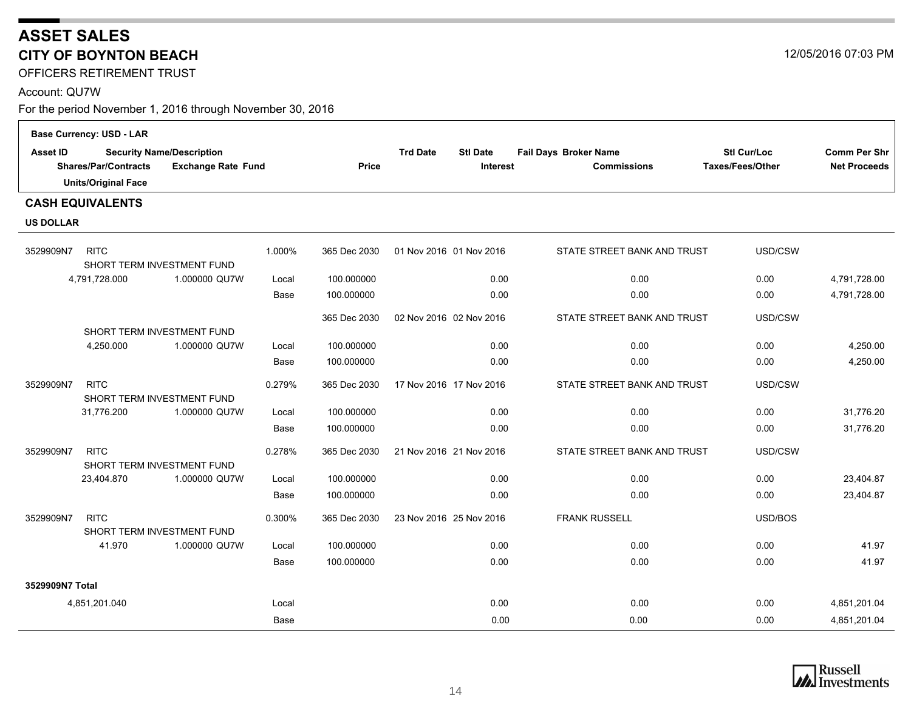# ASSET SALES

## CITY OF BOYNTON BEACH

12/05/2016 07:03 PM

OFFICERS RETIREMENT TRUST

Account: QU7W

For the period November 1, 2016 through November 30, 2016

**Base Currency: USD - LAR**

| Asset ID / Shares/Par/Contracts / Units/Original Face | Security Name/Description / Exchange Rate | Fund | Price | Trd Date | Stl Date / Interest | Fail Days | Broker Name / Commissions | Stl Cur/Loc / Taxes/Fees/Other | Comm Per Shr / Net Proceeds |
|---|---|---|---|---|---|---|---|---|---|
| **CASH EQUIVALENTS** | | | | | | | | | |
| **US DOLLAR** | | | | | | | | | |
| 3529909N7 | RITC SHORT TERM INVESTMENT FUND | 1.000% | 365 Dec 2030 | 01 Nov 2016 | 01 Nov 2016 | | STATE STREET BANK AND TRUST | USD/CSW | |
| 4,791,728.000 | 1.000000 QU7W | Local | 100.000000 | | 0.00 | | 0.00 | 0.00 | 4,791,728.00 |
| | | Base | 100.000000 | | 0.00 | | 0.00 | 0.00 | 4,791,728.00 |
| | SHORT TERM INVESTMENT FUND | | 365 Dec 2030 | 02 Nov 2016 | 02 Nov 2016 | | STATE STREET BANK AND TRUST | USD/CSW | |
| 4,250.000 | 1.000000 QU7W | Local | 100.000000 | | 0.00 | | 0.00 | 0.00 | 4,250.00 |
| | | Base | 100.000000 | | 0.00 | | 0.00 | 0.00 | 4,250.00 |
| 3529909N7 | RITC SHORT TERM INVESTMENT FUND | 0.279% | 365 Dec 2030 | 17 Nov 2016 | 17 Nov 2016 | | STATE STREET BANK AND TRUST | USD/CSW | |
| 31,776.200 | 1.000000 QU7W | Local | 100.000000 | | 0.00 | | 0.00 | 0.00 | 31,776.20 |
| | | Base | 100.000000 | | 0.00 | | 0.00 | 0.00 | 31,776.20 |
| 3529909N7 | RITC SHORT TERM INVESTMENT FUND | 0.278% | 365 Dec 2030 | 21 Nov 2016 | 21 Nov 2016 | | STATE STREET BANK AND TRUST | USD/CSW | |
| 23,404.870 | 1.000000 QU7W | Local | 100.000000 | | 0.00 | | 0.00 | 0.00 | 23,404.87 |
| | | Base | 100.000000 | | 0.00 | | 0.00 | 0.00 | 23,404.87 |
| 3529909N7 | RITC SHORT TERM INVESTMENT FUND | 0.300% | 365 Dec 2030 | 23 Nov 2016 | 25 Nov 2016 | | FRANK RUSSELL | USD/BOS | |
| 41.970 | 1.000000 QU7W | Local | 100.000000 | | 0.00 | | 0.00 | 0.00 | 41.97 |
| | | Base | 100.000000 | | 0.00 | | 0.00 | 0.00 | 41.97 |
| **3529909N7 Total** | | | | | | | | | |
| 4,851,201.040 | | Local | | | 0.00 | | 0.00 | 0.00 | 4,851,201.04 |
| | | Base | | | 0.00 | | 0.00 | 0.00 | 4,851,201.04 |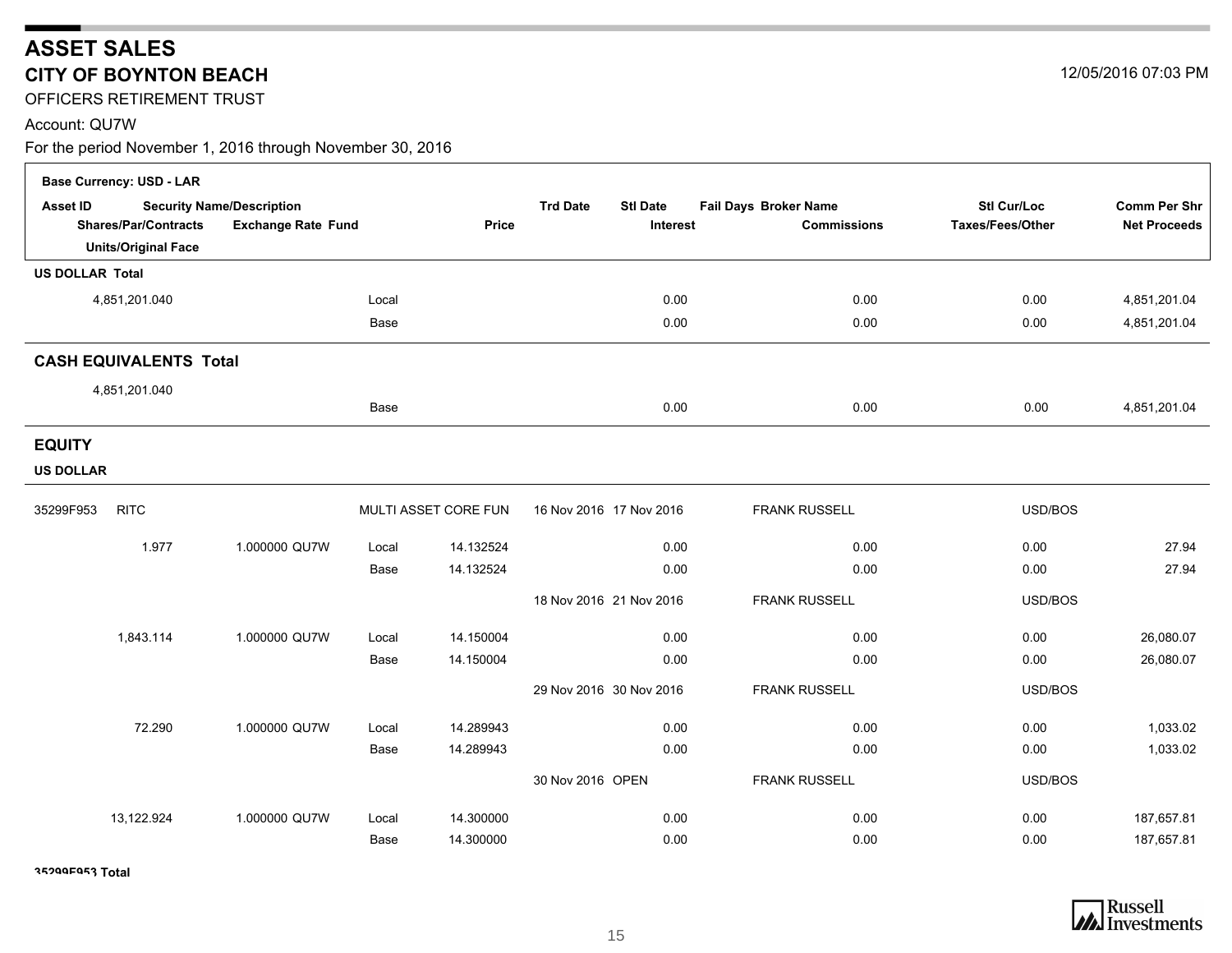# ASSET SALES

## CITY OF BOYNTON BEACH

12/05/2016 07:03 PM

OFFICERS RETIREMENT TRUST

Account: QU7W

For the period November 1, 2016 through November 30, 2016

| Asset ID | Security Name/Description | | | | Trd Date | Stl Date | Fail Days | Broker Name | Stl Cur/Loc | Comm Per Shr |
|---|---|---|---|---|---|---|---|---|---|---|
| Shares/Par/Contracts | | Exchange Rate | Fund | Price | | Interest | | Commissions | Taxes/Fees/Other | Net Proceeds |
| Units/Original Face | | | | | | | | | | |
| **Base Currency: USD - LAR** | | | | | | | | | | |
| **US DOLLAR Total** | | | | | | | | | | |
| 4,851,201.040 | | | Local | | | 0.00 | | 0.00 | 0.00 | 4,851,201.04 |
| | | | Base | | | 0.00 | | 0.00 | 0.00 | 4,851,201.04 |
| **CASH EQUIVALENTS Total** | | | | | | | | | | |
| 4,851,201.040 | | | Base | | | 0.00 | | 0.00 | 0.00 | 4,851,201.04 |
| **EQUITY** | | | | | | | | | | |
| **US DOLLAR** | | | | | | | | | | |
| 35299F953 | RITC | | MULTI ASSET CORE FUN | | 16 Nov 2016 | 17 Nov 2016 | | FRANK RUSSELL | USD/BOS | |
| 1.977 | | 1.000000 | QU7W Local | 14.132524 | | 0.00 | | 0.00 | 0.00 | 27.94 |
| | | | Base | 14.132524 | | 0.00 | | 0.00 | 0.00 | 27.94 |
| | | | | | 18 Nov 2016 | 21 Nov 2016 | | FRANK RUSSELL | USD/BOS | |
| 1,843.114 | | 1.000000 | QU7W Local | 14.150004 | | 0.00 | | 0.00 | 0.00 | 26,080.07 |
| | | | Base | 14.150004 | | 0.00 | | 0.00 | 0.00 | 26,080.07 |
| | | | | | 29 Nov 2016 | 30 Nov 2016 | | FRANK RUSSELL | USD/BOS | |
| 72.290 | | 1.000000 | QU7W Local | 14.289943 | | 0.00 | | 0.00 | 0.00 | 1,033.02 |
| | | | Base | 14.289943 | | 0.00 | | 0.00 | 0.00 | 1,033.02 |
| | | | | | 30 Nov 2016 | OPEN | | FRANK RUSSELL | USD/BOS | |
| 13,122.924 | | 1.000000 | QU7W Local | 14.300000 | | 0.00 | | 0.00 | 0.00 | 187,657.81 |
| | | | Base | 14.300000 | | 0.00 | | 0.00 | 0.00 | 187,657.81 |
| **35299F953 Total** | | | | | | | | | | |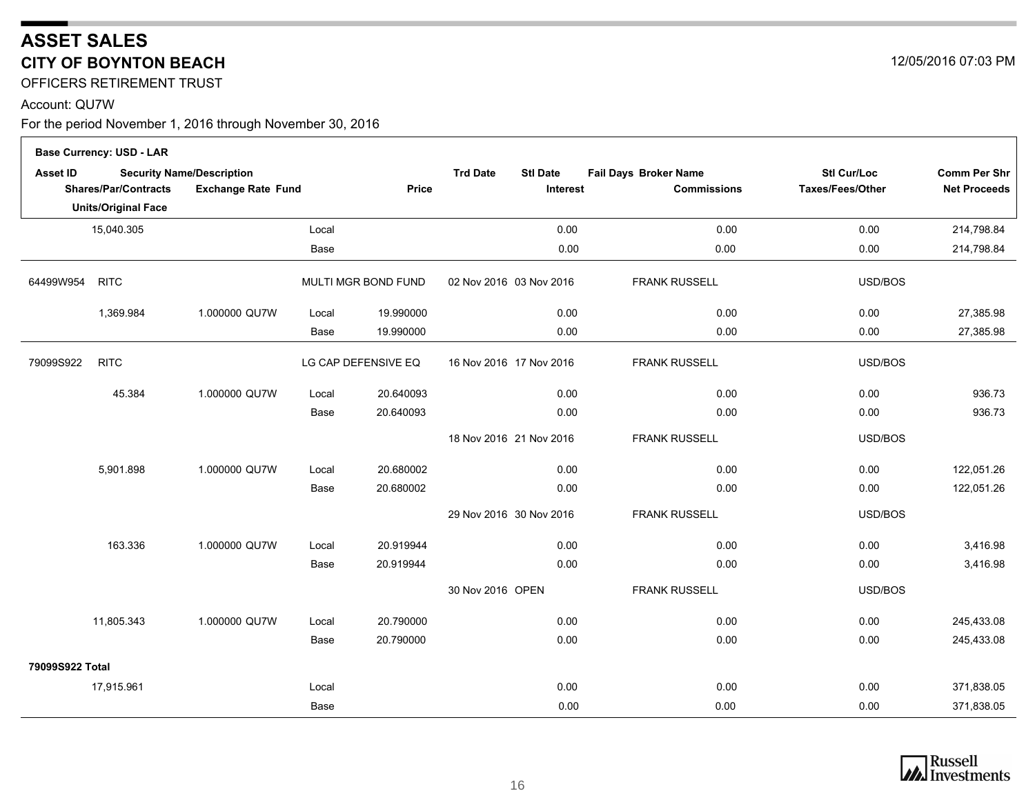# ASSET SALES

## CITY OF BOYNTON BEACH

12/05/2016 07:03 PM

OFFICERS RETIREMENT TRUST

Account: QU7W

For the period November 1, 2016 through November 30, 2016

Base Currency: USD - LAR

| Asset ID | Security Name/Description | | | | Trd Date | Stl Date | Fail Days | Broker Name | Stl Cur/Loc | Comm Per Shr |
|---|---|---|---|---|---|---|---|---|---|---|
| Shares/Par/Contracts<br>Units/Original Face | | Exchange Rate | Fund | Price | | Interest | | Commissions | Taxes/Fees/Other | Net Proceeds |
| 15,040.305 | | | Local | | | 0.00 | | 0.00 | 0.00 | 214,798.84 |
| | | | Base | | | 0.00 | | 0.00 | 0.00 | 214,798.84 |
| 64499W954 | RITC | | MULTI MGR BOND FUND | | 02 Nov 2016 | 03 Nov 2016 | | FRANK RUSSELL | USD/BOS | |
| 1,369.984 | | 1.000000 | QU7W Local | 19.990000 | | 0.00 | | 0.00 | 0.00 | 27,385.98 |
| | | | Base | 19.990000 | | 0.00 | | 0.00 | 0.00 | 27,385.98 |
| 79099S922 | RITC | | LG CAP DEFENSIVE EQ | | 16 Nov 2016 | 17 Nov 2016 | | FRANK RUSSELL | USD/BOS | |
| 45.384 | | 1.000000 | QU7W Local | 20.640093 | | 0.00 | | 0.00 | 0.00 | 936.73 |
| | | | Base | 20.640093 | | 0.00 | | 0.00 | 0.00 | 936.73 |
| | | | | | 18 Nov 2016 | 21 Nov 2016 | | FRANK RUSSELL | USD/BOS | |
| 5,901.898 | | 1.000000 | QU7W Local | 20.680002 | | 0.00 | | 0.00 | 0.00 | 122,051.26 |
| | | | Base | 20.680002 | | 0.00 | | 0.00 | 0.00 | 122,051.26 |
| | | | | | 29 Nov 2016 | 30 Nov 2016 | | FRANK RUSSELL | USD/BOS | |
| 163.336 | | 1.000000 | QU7W Local | 20.919944 | | 0.00 | | 0.00 | 0.00 | 3,416.98 |
| | | | Base | 20.919944 | | 0.00 | | 0.00 | 0.00 | 3,416.98 |
| | | | | | 30 Nov 2016 | OPEN | | FRANK RUSSELL | USD/BOS | |
| 11,805.343 | | 1.000000 | QU7W Local | 20.790000 | | 0.00 | | 0.00 | 0.00 | 245,433.08 |
| | | | Base | 20.790000 | | 0.00 | | 0.00 | 0.00 | 245,433.08 |
| **79099S922 Total** | | | | | | | | | | |
| 17,915.961 | | | Local | | | 0.00 | | 0.00 | 0.00 | 371,838.05 |
| | | | Base | | | 0.00 | | 0.00 | 0.00 | 371,838.05 |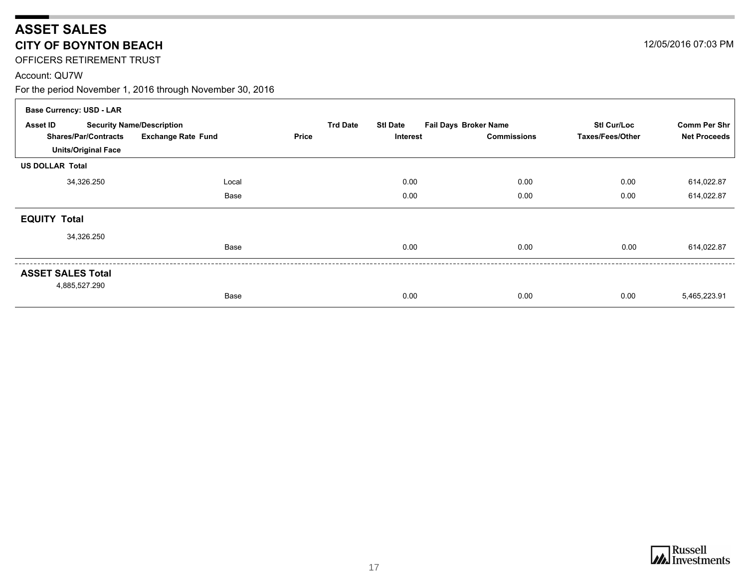# ASSET SALES

## CITY OF BOYNTON BEACH

12/05/2016 07:03 PM

OFFICERS RETIREMENT TRUST

Account: QU7W

For the period November 1, 2016 through November 30, 2016

**Base Currency: USD - LAR**

| Asset ID / Shares/Par/Contracts / Units/Original Face | Security Name/Description / Exchange Rate | Fund | Price | Trd Date | Stl Date / Interest | Fail Days | Broker Name / Commissions | Stl Cur/Loc / Taxes/Fees/Other | Comm Per Shr / Net Proceeds |
|---|---|---|---|---|---|---|---|---|---|
| **US DOLLAR Total** | | | | | | | | | |
| 34,326.250 | | Local | | | 0.00 | | 0.00 | 0.00 | 614,022.87 |
| | | Base | | | 0.00 | | 0.00 | 0.00 | 614,022.87 |
| **EQUITY Total** | | | | | | | | | |
| 34,326.250 | | | | | | | | | |
| | | Base | | | 0.00 | | 0.00 | 0.00 | 614,022.87 |
| **ASSET SALES Total** | | | | | | | | | |
| 4,885,527.290 | | | | | | | | | |
| | | Base | | | 0.00 | | 0.00 | 0.00 | 5,465,223.91 |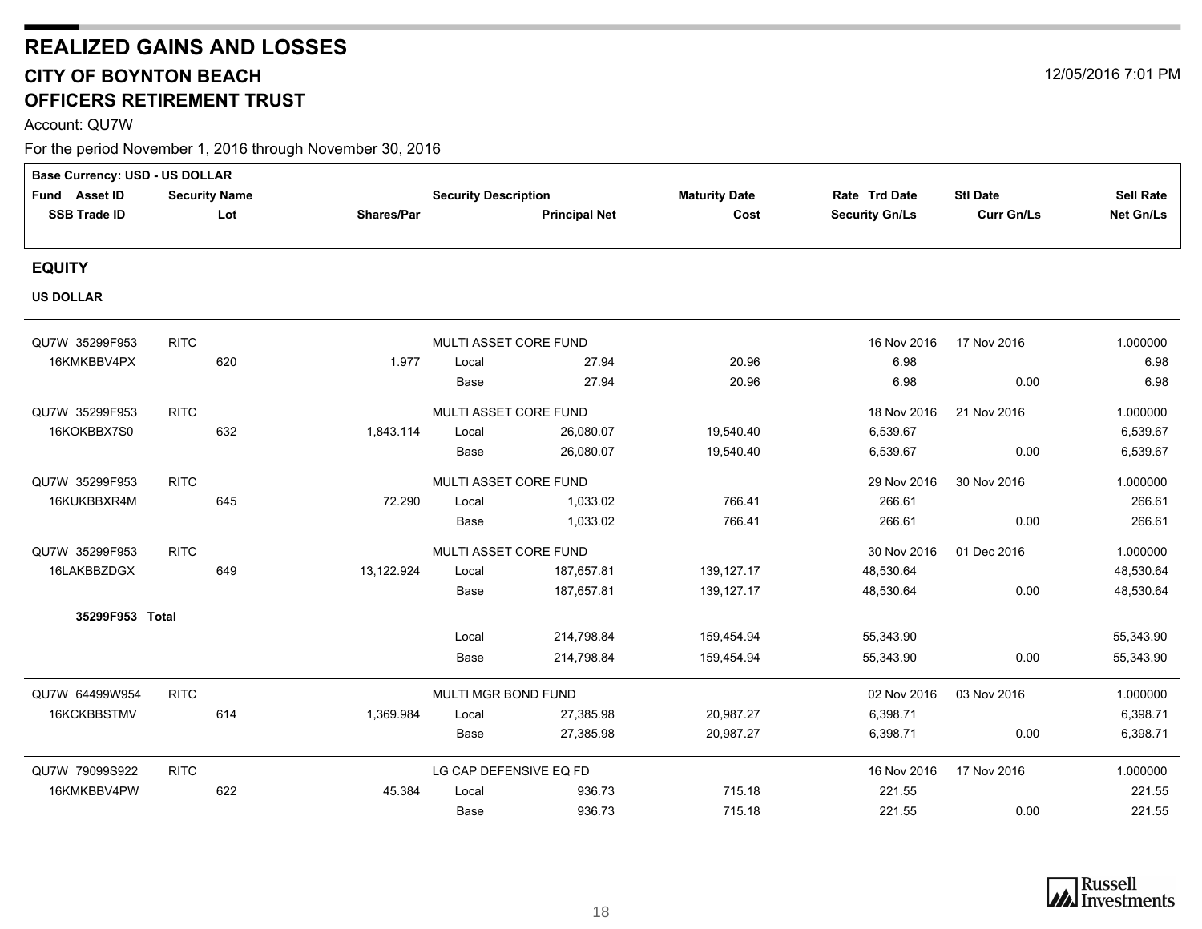# REALIZED GAINS AND LOSSES

## CITY OF BOYNTON BEACH

## OFFICERS RETIREMENT TRUST

12/05/2016 7:01 PM

Account: QU7W

For the period November 1, 2016 through November 30, 2016

Base Currency: USD - US DOLLAR

### EQUITY

**US DOLLAR**

| Fund Asset ID / SSB Trade ID | Security Name / Lot | Shares/Par | Security Description | Principal Net | Maturity Date / Cost | Rate Trd Date / Security Gn/Ls | Stl Date / Curr Gn/Ls | Sell Rate / Net Gn/Ls |
|---|---|---|---|---|---|---|---|---|
| QU7W 35299F953 | RITC | | MULTI ASSET CORE FUND | | | 16 Nov 2016 | 17 Nov 2016 | 1.000000 |
| 16KMKBBV4PX | 620 | 1.977 | Local | 27.94 | 20.96 | 6.98 | | 6.98 |
| | | | Base | 27.94 | 20.96 | 6.98 | 0.00 | 6.98 |
| QU7W 35299F953 | RITC | | MULTI ASSET CORE FUND | | | 18 Nov 2016 | 21 Nov 2016 | 1.000000 |
| 16KOKBBX7S0 | 632 | 1,843.114 | Local | 26,080.07 | 19,540.40 | 6,539.67 | | 6,539.67 |
| | | | Base | 26,080.07 | 19,540.40 | 6,539.67 | 0.00 | 6,539.67 |
| QU7W 35299F953 | RITC | | MULTI ASSET CORE FUND | | | 29 Nov 2016 | 30 Nov 2016 | 1.000000 |
| 16KUKBBXR4M | 645 | 72.290 | Local | 1,033.02 | 766.41 | 266.61 | | 266.61 |
| | | | Base | 1,033.02 | 766.41 | 266.61 | 0.00 | 266.61 |
| QU7W 35299F953 | RITC | | MULTI ASSET CORE FUND | | | 30 Nov 2016 | 01 Dec 2016 | 1.000000 |
| 16LAKBBZDGX | 649 | 13,122.924 | Local | 187,657.81 | 139,127.17 | 48,530.64 | | 48,530.64 |
| | | | Base | 187,657.81 | 139,127.17 | 48,530.64 | 0.00 | 48,530.64 |
| **35299F953 Total** | | | | | | | | |
| | | | Local | 214,798.84 | 159,454.94 | 55,343.90 | | 55,343.90 |
| | | | Base | 214,798.84 | 159,454.94 | 55,343.90 | 0.00 | 55,343.90 |
| QU7W 64499W954 | RITC | | MULTI MGR BOND FUND | | | 02 Nov 2016 | 03 Nov 2016 | 1.000000 |
| 16KCKBBSTMV | 614 | 1,369.984 | Local | 27,385.98 | 20,987.27 | 6,398.71 | | 6,398.71 |
| | | | Base | 27,385.98 | 20,987.27 | 6,398.71 | 0.00 | 6,398.71 |
| QU7W 79099S922 | RITC | | LG CAP DEFENSIVE EQ FD | | | 16 Nov 2016 | 17 Nov 2016 | 1.000000 |
| 16KMKBBV4PW | 622 | 45.384 | Local | 936.73 | 715.18 | 221.55 | | 221.55 |
| | | | Base | 936.73 | 715.18 | 221.55 | 0.00 | 221.55 |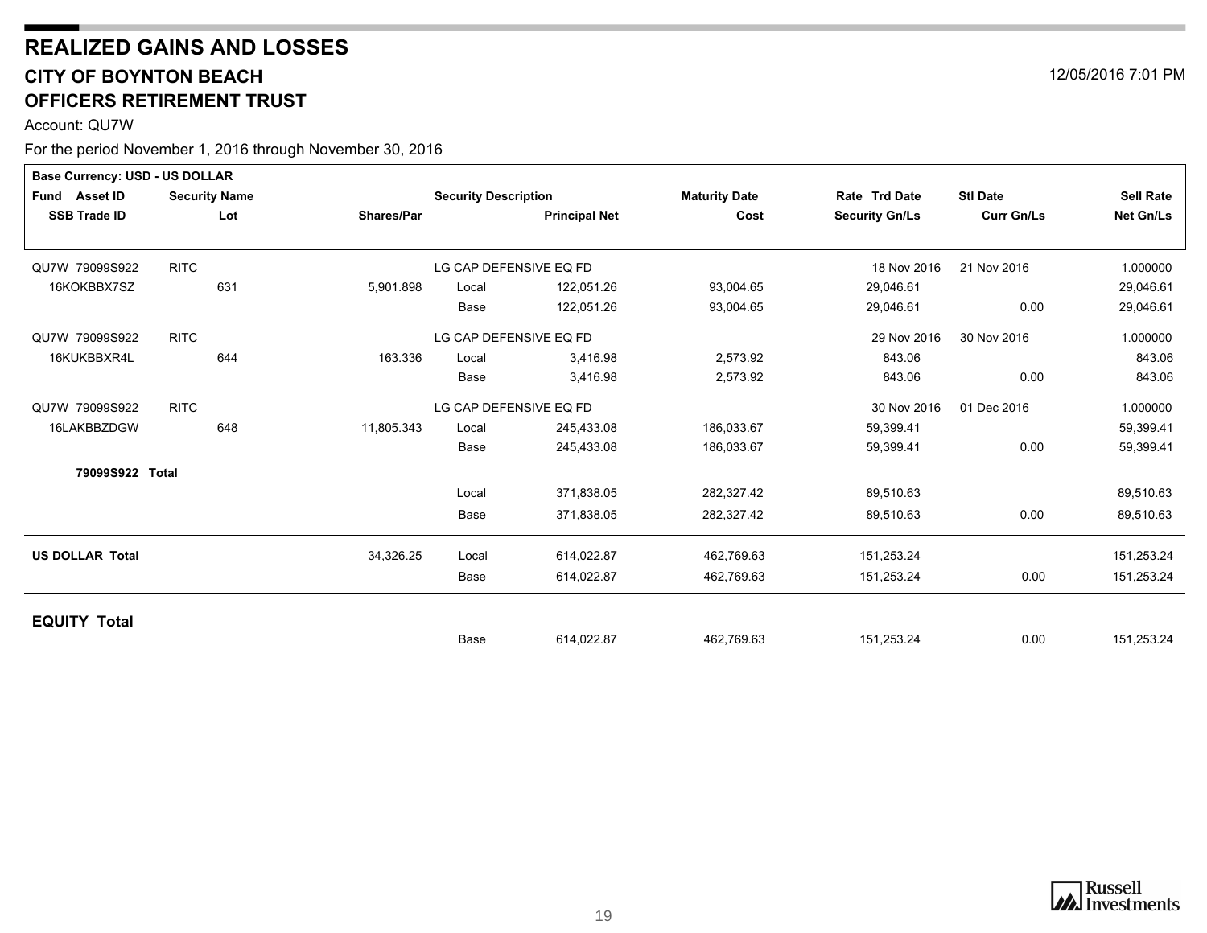# REALIZED GAINS AND LOSSES

## CITY OF BOYNTON BEACH

## OFFICERS RETIREMENT TRUST

12/05/2016 7:01 PM

Account: QU7W

For the period November 1, 2016 through November 30, 2016

Base Currency: USD - US DOLLAR

| Fund Asset ID / SSB Trade ID | Security Name / Lot | Shares/Par | Security Description | Principal Net | Maturity Date / Cost | Rate Trd Date / Security Gn/Ls | Stl Date / Curr Gn/Ls | Sell Rate / Net Gn/Ls |
|---|---|---|---|---|---|---|---|---|
| QU7W 79099S922 | RITC | | LG CAP DEFENSIVE EQ FD | | | 18 Nov 2016 | 21 Nov 2016 | 1.000000 |
| 16KOKBBX7SZ | 631 | 5,901.898 | Local | 122,051.26 | 93,004.65 | 29,046.61 | | 29,046.61 |
| | | | Base | 122,051.26 | 93,004.65 | 29,046.61 | 0.00 | 29,046.61 |
| QU7W 79099S922 | RITC | | LG CAP DEFENSIVE EQ FD | | | 29 Nov 2016 | 30 Nov 2016 | 1.000000 |
| 16KUKBBXR4L | 644 | 163.336 | Local | 3,416.98 | 2,573.92 | 843.06 | | 843.06 |
| | | | Base | 3,416.98 | 2,573.92 | 843.06 | 0.00 | 843.06 |
| QU7W 79099S922 | RITC | | LG CAP DEFENSIVE EQ FD | | | 30 Nov 2016 | 01 Dec 2016 | 1.000000 |
| 16LAKBBZDGW | 648 | 11,805.343 | Local | 245,433.08 | 186,033.67 | 59,399.41 | | 59,399.41 |
| | | | Base | 245,433.08 | 186,033.67 | 59,399.41 | 0.00 | 59,399.41 |
| **79099S922 Total** | | | | | | | | |
| | | | Local | 371,838.05 | 282,327.42 | 89,510.63 | | 89,510.63 |
| | | | Base | 371,838.05 | 282,327.42 | 89,510.63 | 0.00 | 89,510.63 |
| **US DOLLAR Total** | | 34,326.25 | Local | 614,022.87 | 462,769.63 | 151,253.24 | | 151,253.24 |
| | | | Base | 614,022.87 | 462,769.63 | 151,253.24 | 0.00 | 151,253.24 |
| **EQUITY Total** | | | | | | | | |
| | | | Base | 614,022.87 | 462,769.63 | 151,253.24 | 0.00 | 151,253.24 |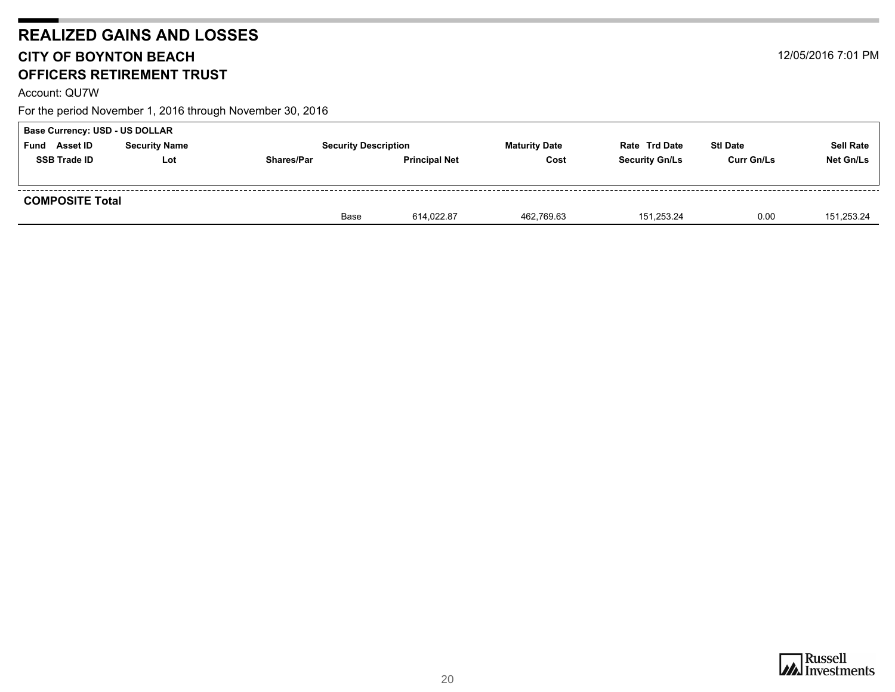# REALIZED GAINS AND LOSSES

## CITY OF BOYNTON BEACH

## OFFICERS RETIREMENT TRUST

12/05/2016 7:01 PM

Account: QU7W

For the period November 1, 2016 through November 30, 2016

**Base Currency: USD - US DOLLAR**

| Fund Asset ID | Security Name | | Security Description | Maturity Date | Rate Trd Date | Stl Date | Sell Rate |
|---|---|---|---|---|---|---|---|
| **SSB Trade ID** | **Lot** | **Shares/Par** | **Principal Net** | **Cost** | **Security Gn/Ls** | **Curr Gn/Ls** | **Net Gn/Ls** |
| **COMPOSITE Total** | | | | | | | |
| | | Base | 614,022.87 | 462,769.63 | 151,253.24 | 0.00 | 151,253.24 |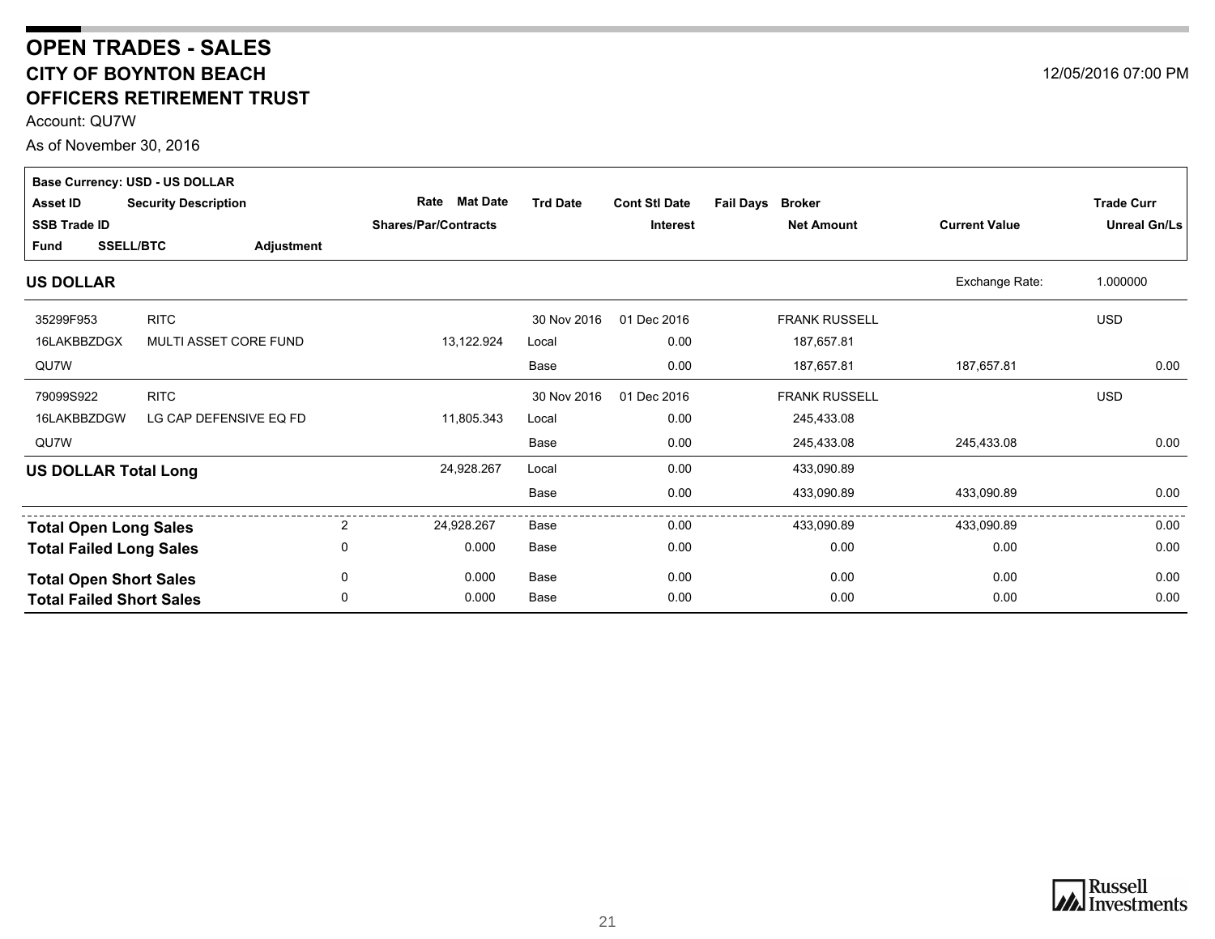# OPEN TRADES - SALES

## CITY OF BOYNTON BEACH

## OFFICERS RETIREMENT TRUST

12/05/2016 07:00 PM

Account: QU7W

As of November 30, 2016

Base Currency: USD - US DOLLAR

| Asset ID / SSB Trade ID / Fund | Security Description / SSELL/BTC | Adjustment | Rate / Mat Date / Shares/Par/Contracts | Trd Date | Cont Stl Date / Interest | Fail Days | Broker / Net Amount | Current Value | Trade Curr / Unreal Gn/Ls |
|---|---|---|---|---|---|---|---|---|---|
| **US DOLLAR** | | | | | | | | Exchange Rate: | 1.000000 |
| 35299F953 | RITC | | | 30 Nov 2016 | 01 Dec 2016 | | FRANK RUSSELL | | USD |
| 16LAKBBZDGX | MULTI ASSET CORE FUND | | 13,122.924 | Local | 0.00 | | 187,657.81 | | |
| QU7W | | | | Base | 0.00 | | 187,657.81 | 187,657.81 | 0.00 |
| 79099S922 | RITC | | | 30 Nov 2016 | 01 Dec 2016 | | FRANK RUSSELL | | USD |
| 16LAKBBZDGW | LG CAP DEFENSIVE EQ FD | | 11,805.343 | Local | 0.00 | | 245,433.08 | | |
| QU7W | | | | Base | 0.00 | | 245,433.08 | 245,433.08 | 0.00 |
| **US DOLLAR Total Long** | | | 24,928.267 | Local | 0.00 | | 433,090.89 | | |
| | | | | Base | 0.00 | | 433,090.89 | 433,090.89 | 0.00 |
| **Total Open Long Sales** | | 2 | 24,928.267 | Base | 0.00 | | 433,090.89 | 433,090.89 | 0.00 |
| **Total Failed Long Sales** | | 0 | 0.000 | Base | 0.00 | | 0.00 | 0.00 | 0.00 |
| **Total Open Short Sales** | | 0 | 0.000 | Base | 0.00 | | 0.00 | 0.00 | 0.00 |
| **Total Failed Short Sales** | | 0 | 0.000 | Base | 0.00 | | 0.00 | 0.00 | 0.00 |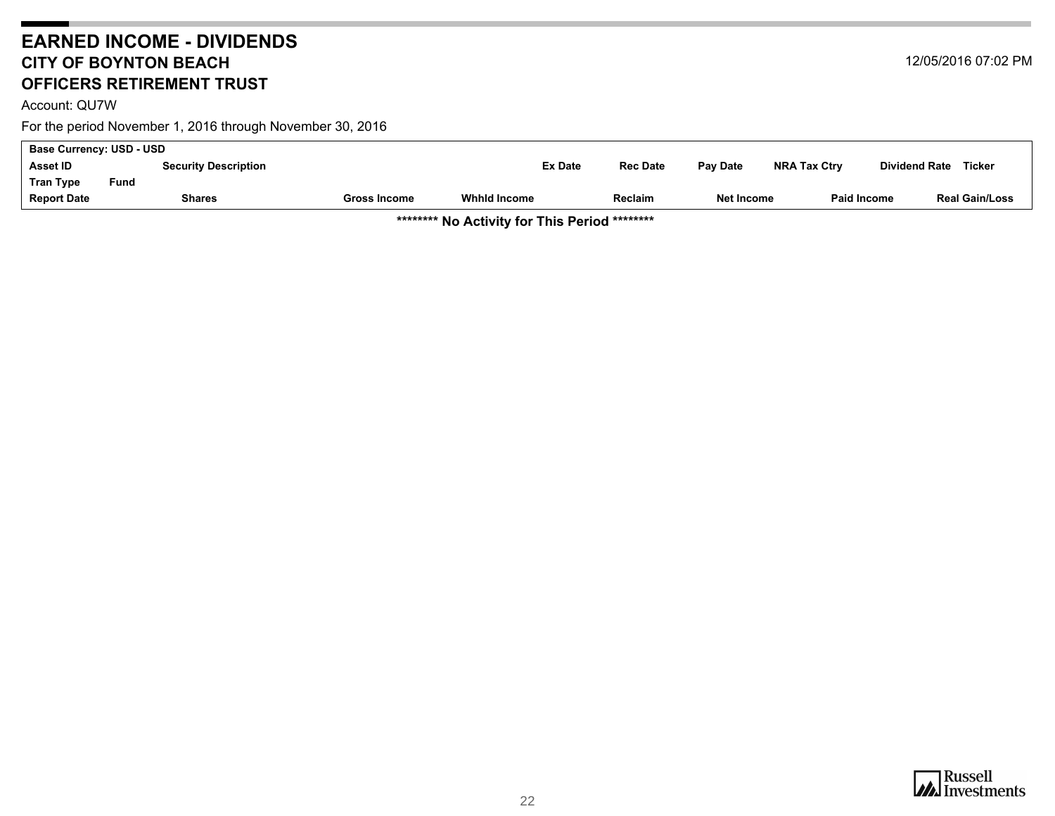# EARNED INCOME - DIVIDENDS

## CITY OF BOYNTON BEACH

## OFFICERS RETIREMENT TRUST

12/05/2016 07:02 PM

Account: QU7W

For the period November 1, 2016 through November 30, 2016

| Base Currency: USD - USD | | | | | | | | | |
|---|---|---|---|---|---|---|---|---|---|
| Asset ID | Security Description | | | Ex Date | Rec Date | Pay Date | NRA Tax Ctry | Dividend Rate | Ticker |
| Tran Type | Fund | | | | | | | | |
| Report Date | Shares | Gross Income | Whhld Income | | Reclaim | Net Income | | Paid Income | Real Gain/Loss |

******** No Activity for This Period ********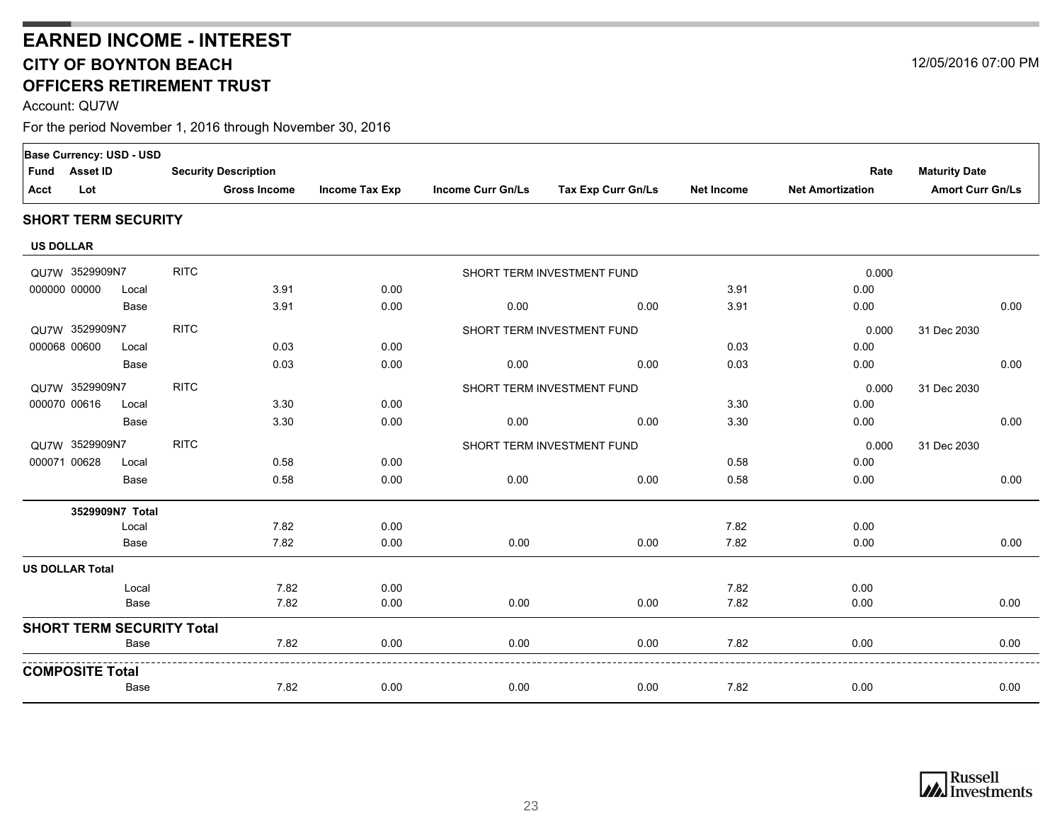# EARNED INCOME - INTEREST

## CITY OF BOYNTON BEACH

## OFFICERS RETIREMENT TRUST

12/05/2016 07:00 PM

Account: QU7W

For the period November 1, 2016 through November 30, 2016

**Base Currency: USD - USD**

| Fund / Acct | Asset ID / Lot | | Security Description / Gross Income | Income Tax Exp | Income Curr Gn/Ls | Tax Exp Curr Gn/Ls | Net Income | Rate / Net Amortization | Maturity Date / Amort Curr Gn/Ls |
|---|---|---|---|---|---|---|---|---|---|
| **SHORT TERM SECURITY** | | | | | | | | | |
| **US DOLLAR** | | | | | | | | | |
| QU7W | 3529909N7 | RITC | | | SHORT TERM INVESTMENT FUND | | | 0.000 | |
| 000000 | 00000 | Local | 3.91 | 0.00 | | | 3.91 | 0.00 | |
| | | Base | 3.91 | 0.00 | 0.00 | 0.00 | 3.91 | 0.00 | 0.00 |
| QU7W | 3529909N7 | RITC | | | SHORT TERM INVESTMENT FUND | | | 0.000 | 31 Dec 2030 |
| 000068 | 00600 | Local | 0.03 | 0.00 | | | 0.03 | 0.00 | |
| | | Base | 0.03 | 0.00 | 0.00 | 0.00 | 0.03 | 0.00 | 0.00 |
| QU7W | 3529909N7 | RITC | | | SHORT TERM INVESTMENT FUND | | | 0.000 | 31 Dec 2030 |
| 000070 | 00616 | Local | 3.30 | 0.00 | | | 3.30 | 0.00 | |
| | | Base | 3.30 | 0.00 | 0.00 | 0.00 | 3.30 | 0.00 | 0.00 |
| QU7W | 3529909N7 | RITC | | | SHORT TERM INVESTMENT FUND | | | 0.000 | 31 Dec 2030 |
| 000071 | 00628 | Local | 0.58 | 0.00 | | | 0.58 | 0.00 | |
| | | Base | 0.58 | 0.00 | 0.00 | 0.00 | 0.58 | 0.00 | 0.00 |
| | **3529909N7 Total** | | | | | | | | |
| | | Local | 7.82 | 0.00 | | | 7.82 | 0.00 | |
| | | Base | 7.82 | 0.00 | 0.00 | 0.00 | 7.82 | 0.00 | 0.00 |
| **US DOLLAR Total** | | | | | | | | | |
| | | Local | 7.82 | 0.00 | | | 7.82 | 0.00 | |
| | | Base | 7.82 | 0.00 | 0.00 | 0.00 | 7.82 | 0.00 | 0.00 |
| **SHORT TERM SECURITY Total** | | | | | | | | | |
| | | Base | 7.82 | 0.00 | 0.00 | 0.00 | 7.82 | 0.00 | 0.00 |
| **COMPOSITE Total** | | | | | | | | | |
| | | Base | 7.82 | 0.00 | 0.00 | 0.00 | 7.82 | 0.00 | 0.00 |

Russell Investments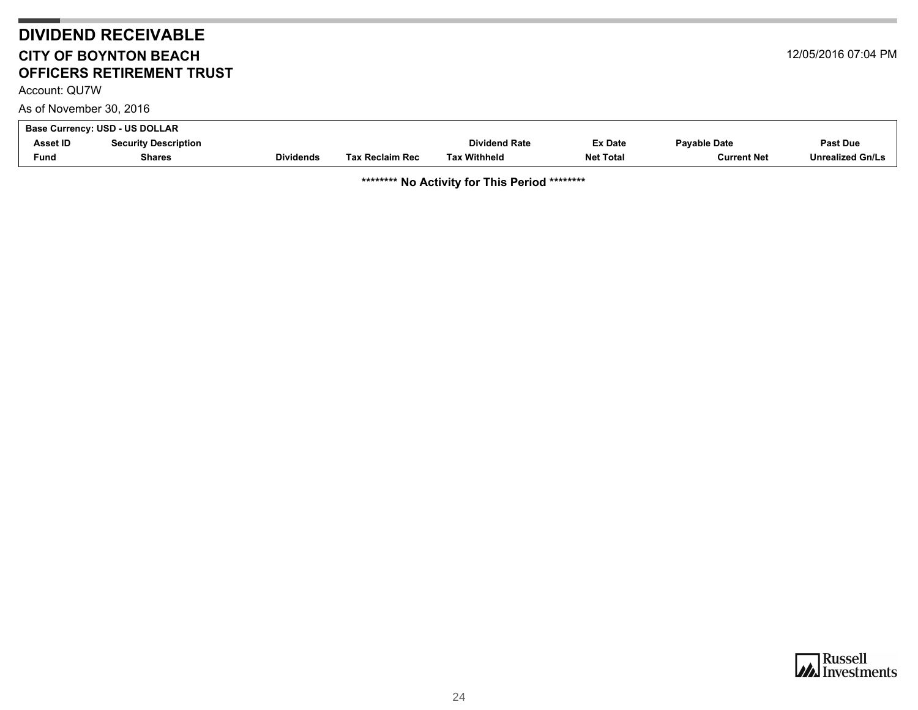# DIVIDEND RECEIVABLE

## CITY OF BOYNTON BEACH
## OFFICERS RETIREMENT TRUST

12/05/2016 07:04 PM

Account: QU7W

As of November 30, 2016

| Base Currency: USD - US DOLLAR | | | | | | | |
|---|---|---|---|---|---|---|---|
| Asset ID | Security Description | | | Dividend Rate | Ex Date | Payable Date | Past Due |
| Fund | Shares | Dividends | Tax Reclaim Rec | Tax Withheld | Net Total | Current Net | Unrealized Gn/Ls |

**\*\*\*\*\*\*\*\* No Activity for This Period \*\*\*\*\*\*\*\***

Russell Investments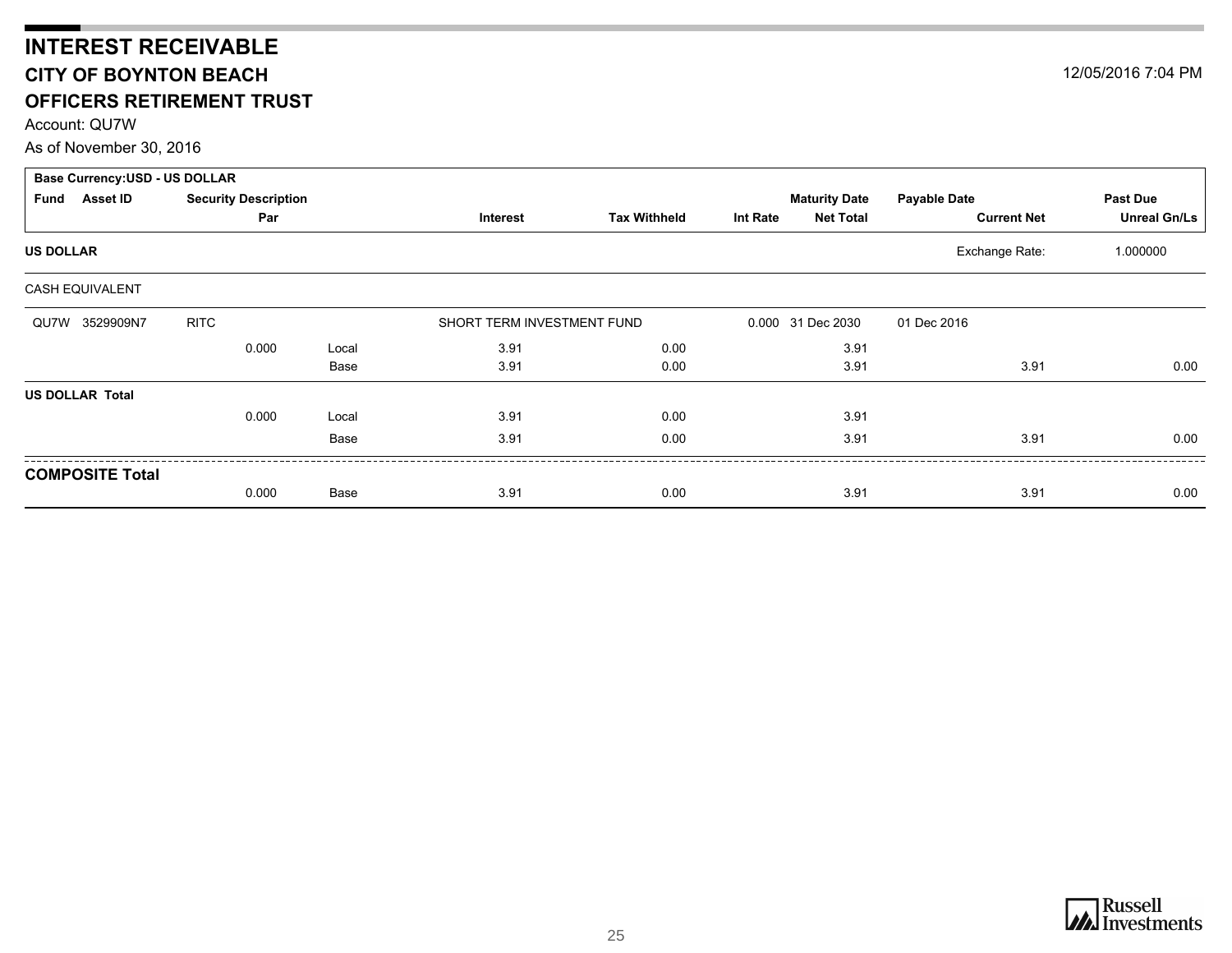# INTEREST RECEIVABLE

## CITY OF BOYNTON BEACH

## OFFICERS RETIREMENT TRUST

12/05/2016 7:04 PM

Account: QU7W

As of November 30, 2016

**Base Currency:USD - US DOLLAR**

| Fund | Asset ID | Security Description / Par | | Interest | Tax Withheld | Int Rate | Maturity Date / Net Total | Payable Date / Current Net | Past Due / Unreal Gn/Ls |
|---|---|---|---|---|---|---|---|---|---|
| **US DOLLAR** | | | | | | | | Exchange Rate: | 1.000000 |
| CASH EQUIVALENT | | | | | | | | | |
| QU7W | 3529909N7 | RITC | | SHORT TERM INVESTMENT FUND | | 0.000 | 31 Dec 2030 | 01 Dec 2016 | |
| | | 0.000 | Local | 3.91 | 0.00 | | 3.91 | | |
| | | | Base | 3.91 | 0.00 | | 3.91 | 3.91 | 0.00 |
| **US DOLLAR Total** | | | | | | | | | |
| | | 0.000 | Local | 3.91 | 0.00 | | 3.91 | | |
| | | | Base | 3.91 | 0.00 | | 3.91 | 3.91 | 0.00 |
| **COMPOSITE Total** | | | | | | | | | |
| | | 0.000 | Base | 3.91 | 0.00 | | 3.91 | 3.91 | 0.00 |

Russell Investments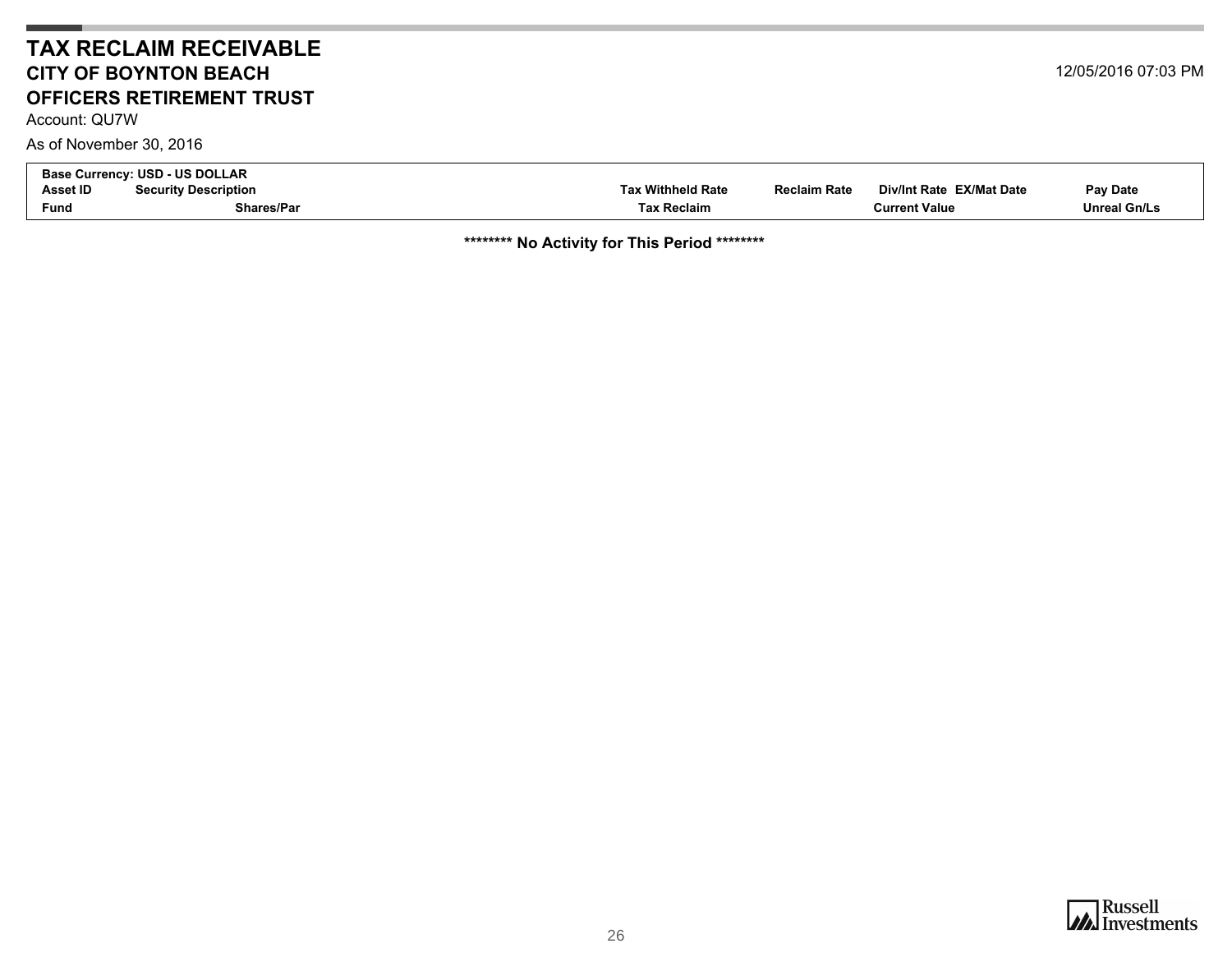# TAX RECLAIM RECEIVABLE

## CITY OF BOYNTON BEACH

## OFFICERS RETIREMENT TRUST

12/05/2016 07:03 PM

Account: QU7W

As of November 30, 2016

**Base Currency: USD - US DOLLAR**

| Asset ID | Security Description | Tax Withheld Rate | Reclaim Rate | Div/Int Rate | EX/Mat Date | Pay Date |
|---|---|---|---|---|---|---|
| **Fund** | **Shares/Par** | **Tax Reclaim** | | **Current Value** | | **Unreal Gn/Ls** |

**\*\*\*\*\*\*\*\* No Activity for This Period \*\*\*\*\*\*\*\***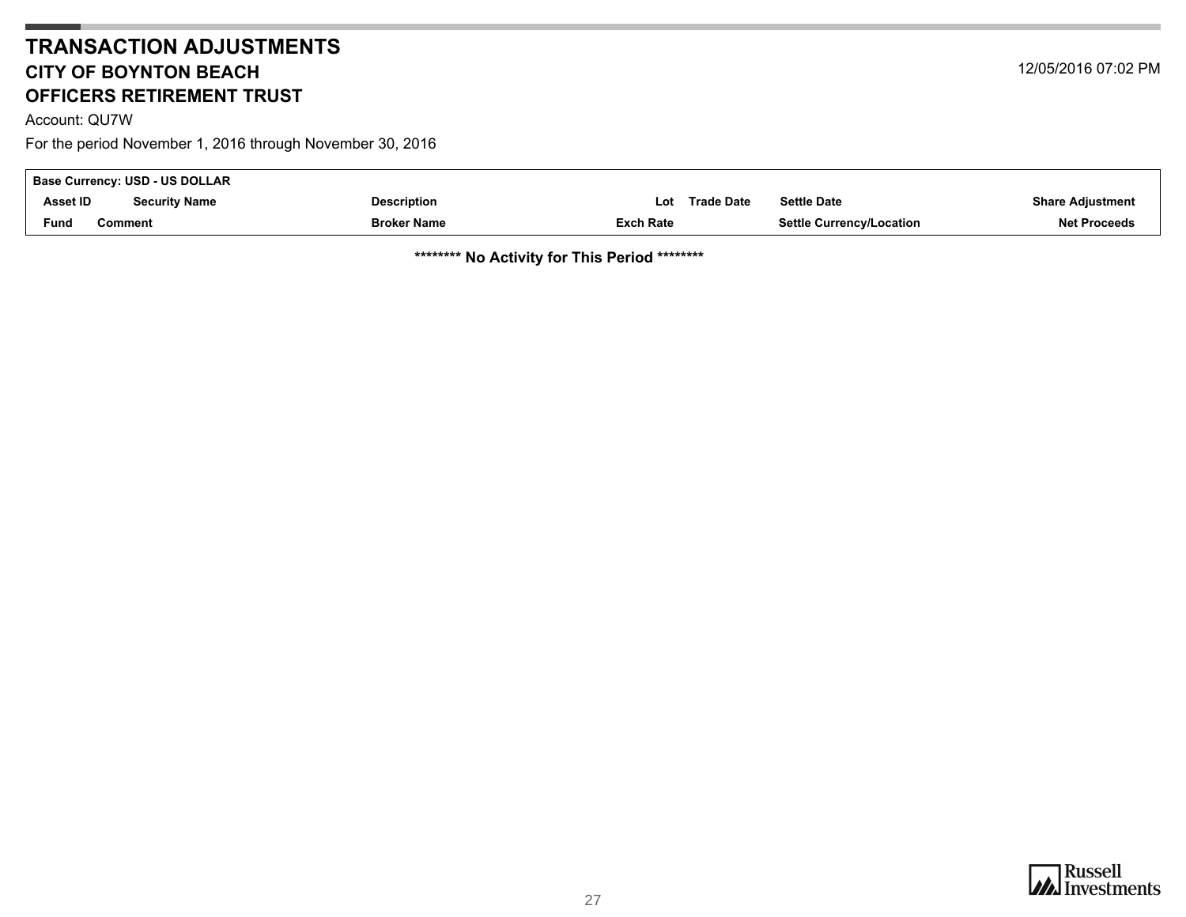# TRANSACTION ADJUSTMENTS

## CITY OF BOYNTON BEACH

## OFFICERS RETIREMENT TRUST

12/05/2016 07:02 PM

Account: QU7W

For the period November 1, 2016 through November 30, 2016

| Base Currency: USD - US DOLLAR | | | | | | |
|---|---|---|---|---|---|---|
| Asset ID | Security Name | Description | Lot | Trade Date | Settle Date | Share Adjustment |
| Fund | Comment | Broker Name | Exch Rate | | Settle Currency/Location | Net Proceeds |

**\*\*\*\*\*\*\*\* No Activity for This Period \*\*\*\*\*\*\*\***

Russell Investments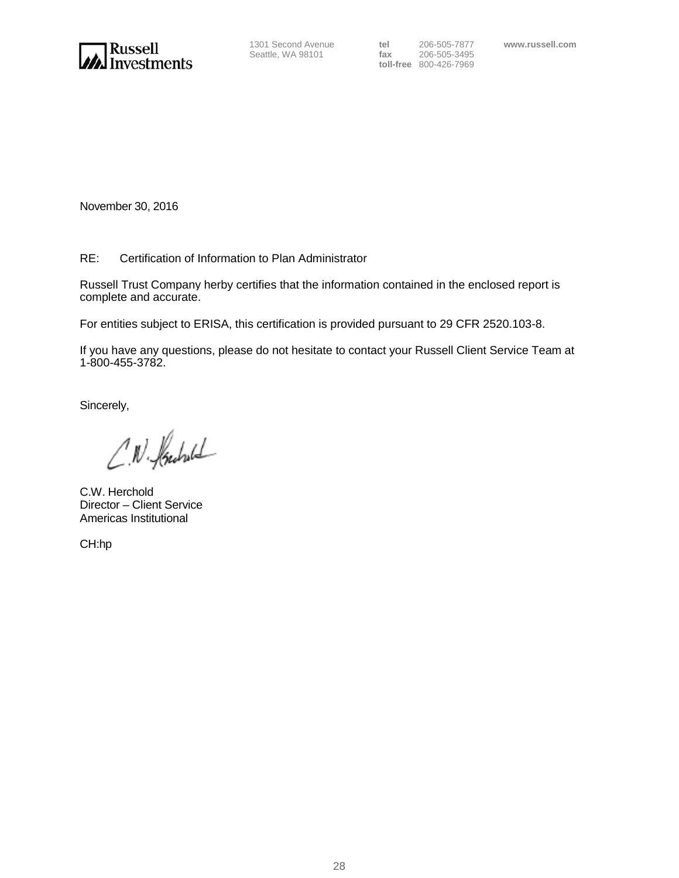Russell Investments

1301 Second Avenue
Seattle, WA 98101

**tel** 206-505-7877
**fax** 206-505-3495
**toll-free** 800-426-7969

**www.russell.com**

November 30, 2016

RE: Certification of Information to Plan Administrator

Russell Trust Company herby certifies that the information contained in the enclosed report is complete and accurate.

For entities subject to ERISA, this certification is provided pursuant to 29 CFR 2520.103-8.

If you have any questions, please do not hesitate to contact your Russell Client Service Team at 1-800-455-3782.

Sincerely,

C.W. Herchold
Director – Client Service
Americas Institutional

CH:hp